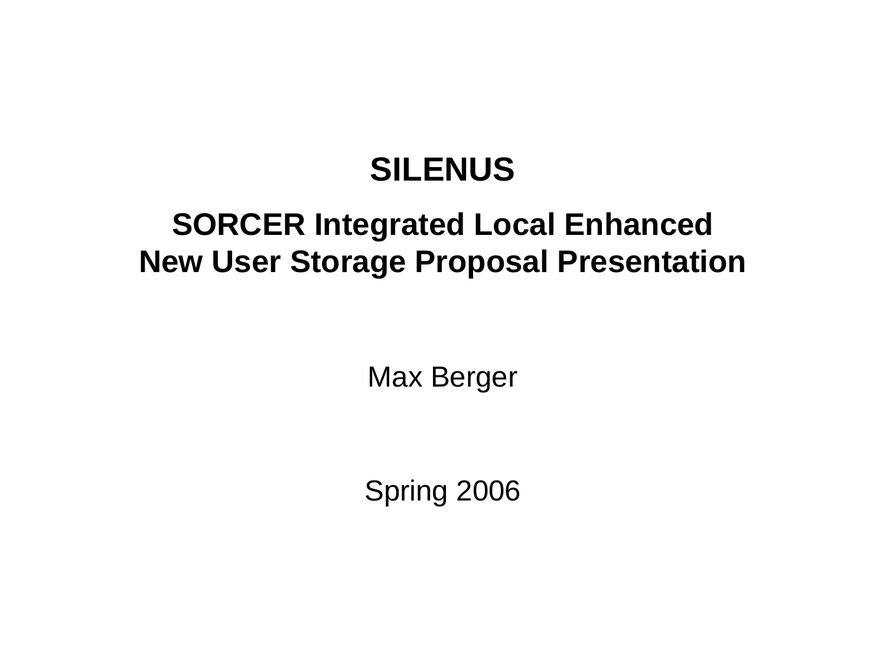# SILENUS

## SORCER Integrated Local Enhanced New User Storage Proposal Presentation

Max Berger

Spring 2006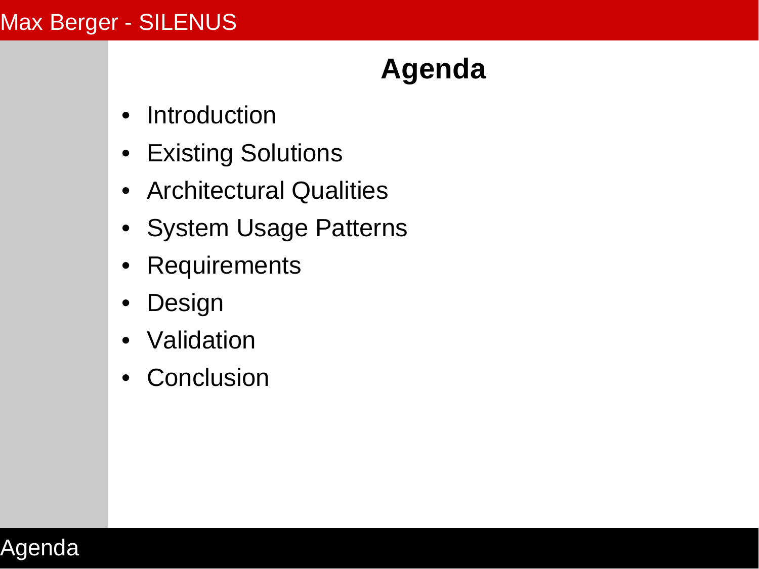# Agenda

- Introduction
- Existing Solutions
- Architectural Qualities
- System Usage Patterns
- Requirements
- Design
- Validation
- Conclusion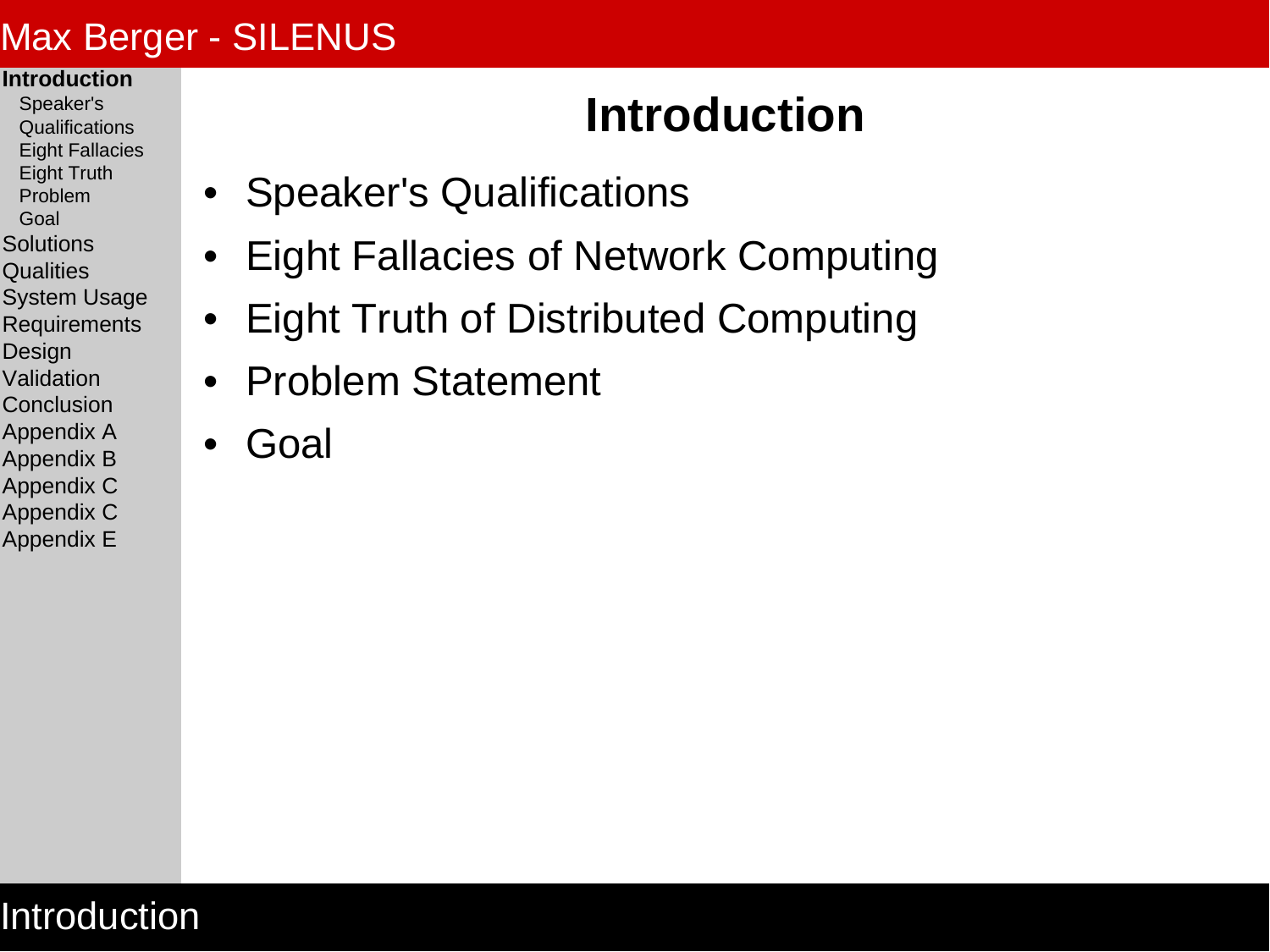# Introduction

- Speaker's Qualifications
- Eight Fallacies of Network Computing
- Eight Truth of Distributed Computing
- Problem Statement
- Goal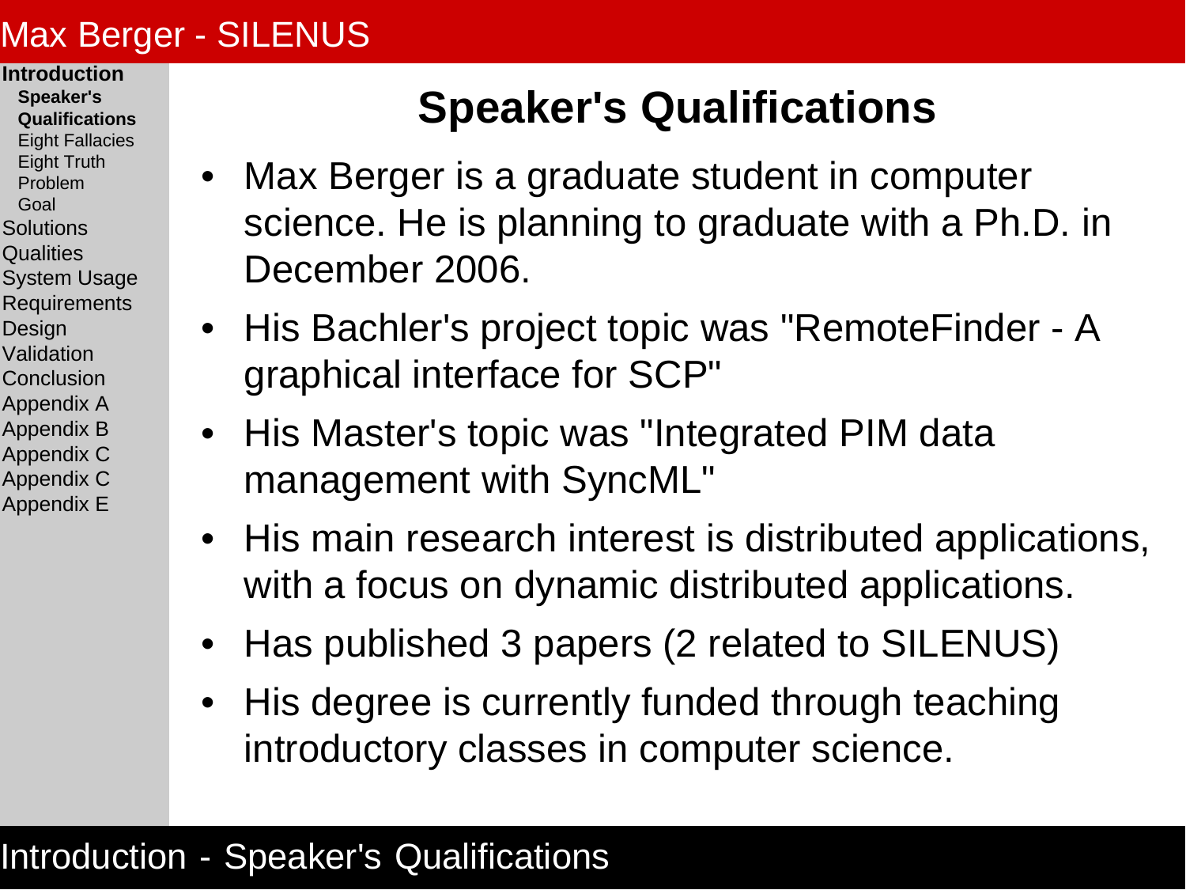# Speaker's Qualifications

- Max Berger is a graduate student in computer science. He is planning to graduate with a Ph.D. in December 2006.
- His Bachler's project topic was "RemoteFinder - A graphical interface for SCP"
- His Master's topic was "Integrated PIM data management with SyncML"
- His main research interest is distributed applications, with a focus on dynamic distributed applications.
- Has published 3 papers (2 related to SILENUS)
- His degree is currently funded through teaching introductory classes in computer science.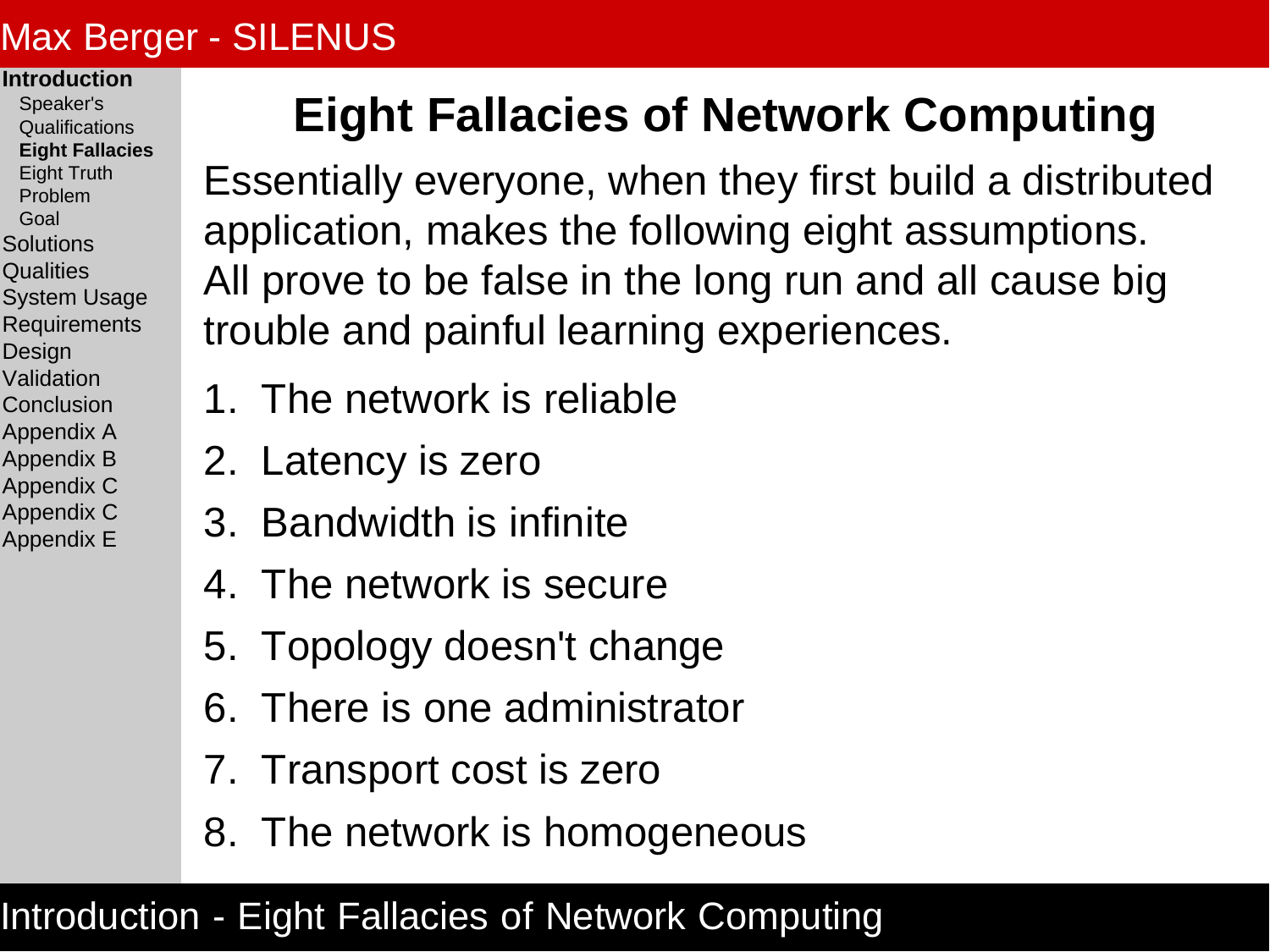# Eight Fallacies of Network Computing

Essentially everyone, when they first build a distributed application, makes the following eight assumptions. All prove to be false in the long run and all cause big trouble and painful learning experiences.

1. The network is reliable
2. Latency is zero
3. Bandwidth is infinite
4. The network is secure
5. Topology doesn't change
6. There is one administrator
7. Transport cost is zero
8. The network is homogeneous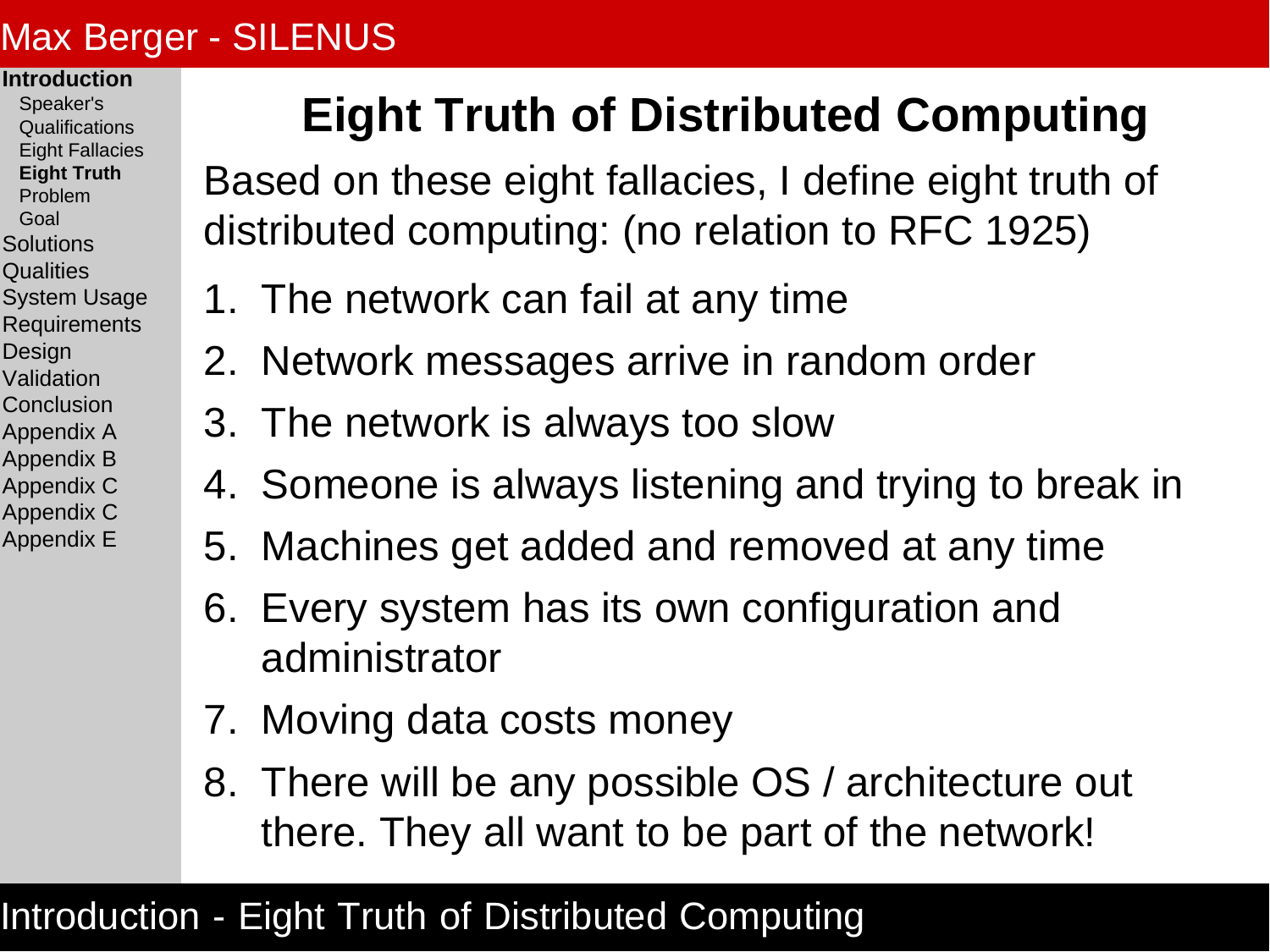# Eight Truth of Distributed Computing

Based on these eight fallacies, I define eight truth of distributed computing: (no relation to RFC 1925)

1. The network can fail at any time
2. Network messages arrive in random order
3. The network is always too slow
4. Someone is always listening and trying to break in
5. Machines get added and removed at any time
6. Every system has its own configuration and administrator
7. Moving data costs money
8. There will be any possible OS / architecture out there. They all want to be part of the network!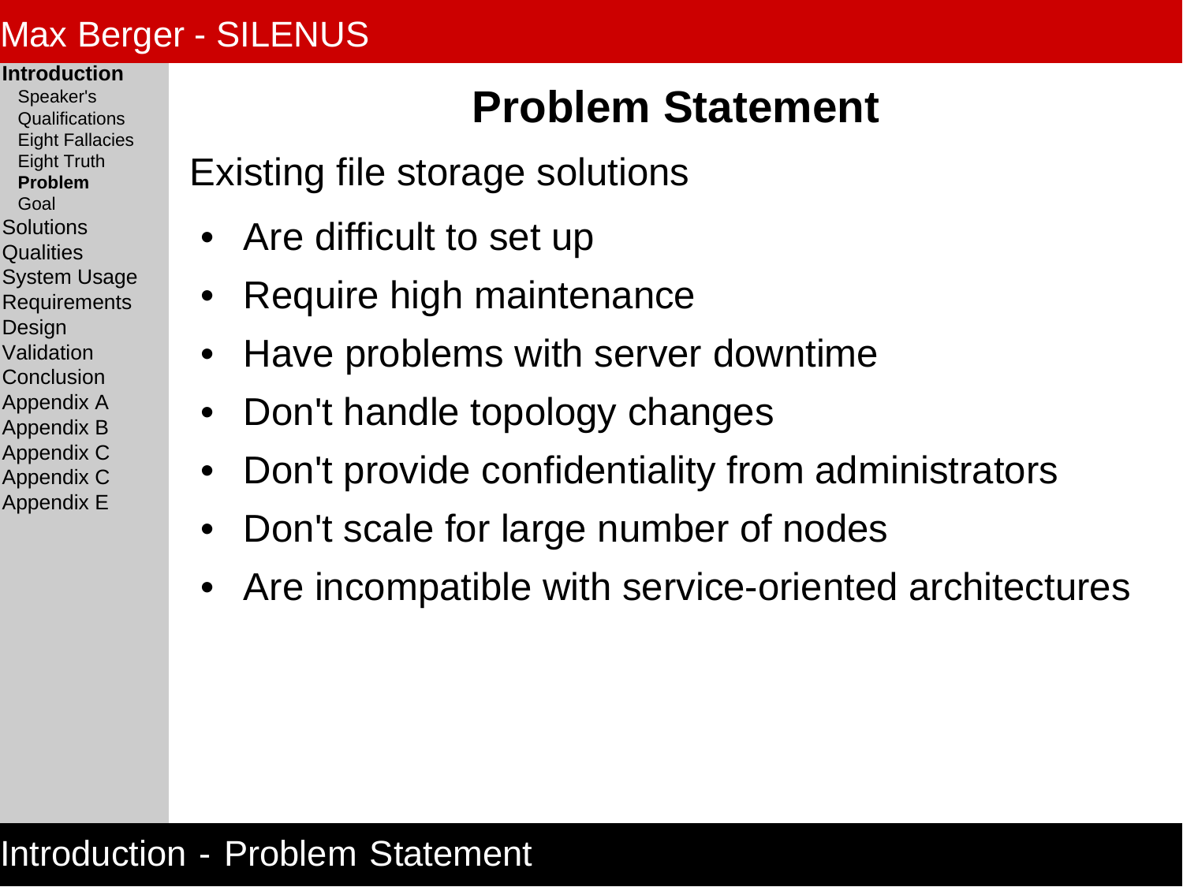# Problem Statement

Existing file storage solutions

- Are difficult to set up
- Require high maintenance
- Have problems with server downtime
- Don't handle topology changes
- Don't provide confidentiality from administrators
- Don't scale for large number of nodes
- Are incompatible with service-oriented architectures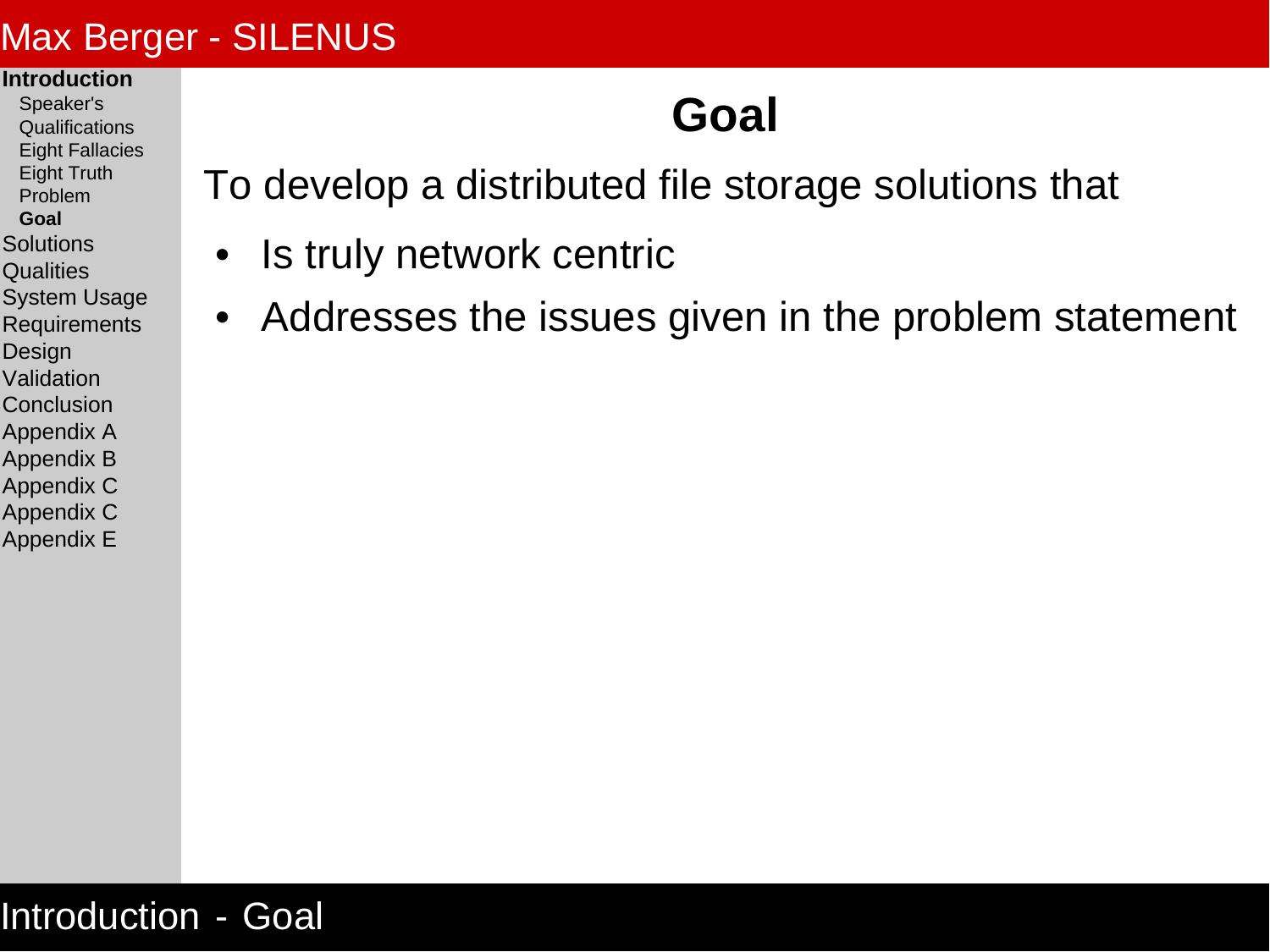# Goal

To develop a distributed file storage solutions that

- Is truly network centric
- Addresses the issues given in the problem statement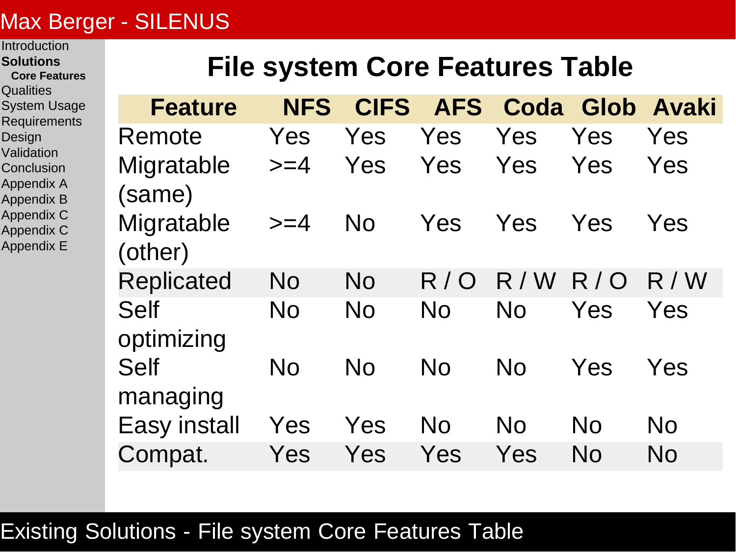# File system Core Features Table

| Feature | NFS | CIFS | AFS | Coda | Glob | Avaki |
|---|---|---|---|---|---|---|
| Remote | Yes | Yes | Yes | Yes | Yes | Yes |
| Migratable (same) | >=4 | Yes | Yes | Yes | Yes | Yes |
| Migratable (other) | >=4 | No | Yes | Yes | Yes | Yes |
| Replicated | No | No | R / O | R / W | R / O | R / W |
| Self optimizing | No | No | No | No | Yes | Yes |
| Self managing | No | No | No | No | Yes | Yes |
| Easy install | Yes | Yes | No | No | No | No |
| Compat. | Yes | Yes | Yes | Yes | No | No |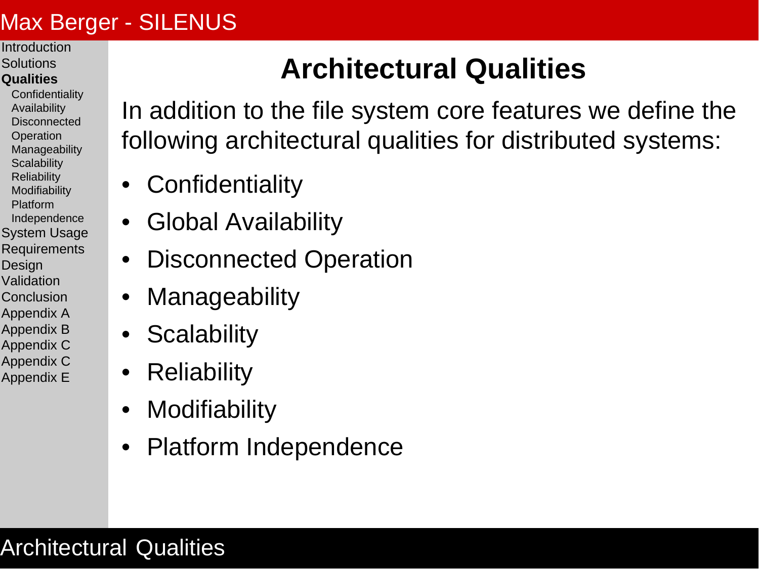# Architectural Qualities

In addition to the file system core features we define the following architectural qualities for distributed systems:

- Confidentiality
- Global Availability
- Disconnected Operation
- Manageability
- Scalability
- Reliability
- Modifiability
- Platform Independence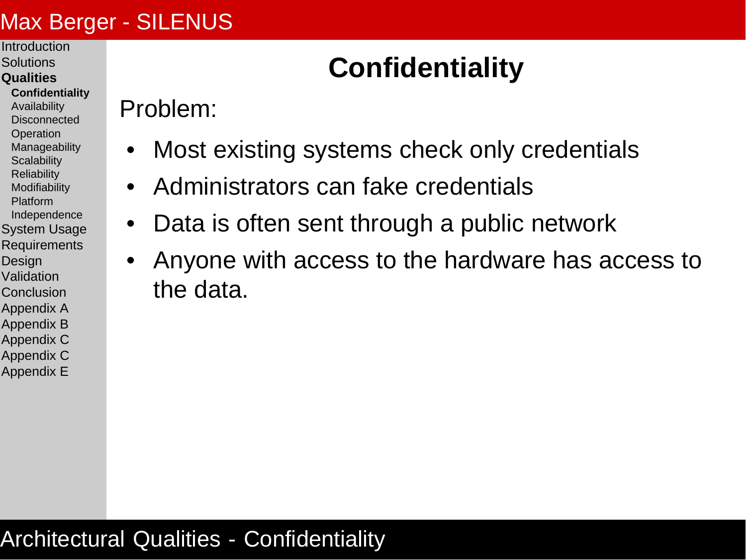# Confidentiality

Problem:

- Most existing systems check only credentials
- Administrators can fake credentials
- Data is often sent through a public network
- Anyone with access to the hardware has access to the data.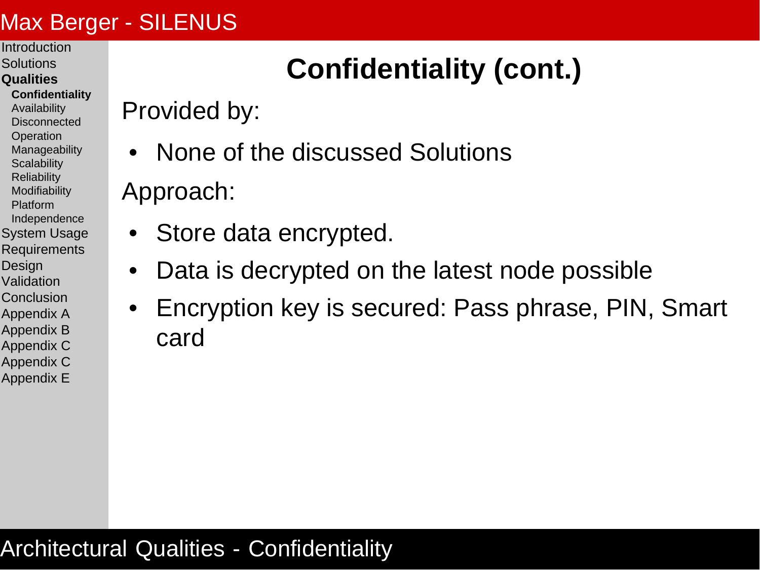# Confidentiality (cont.)

Provided by:

- None of the discussed Solutions

Approach:

- Store data encrypted.
- Data is decrypted on the latest node possible
- Encryption key is secured: Pass phrase, PIN, Smart card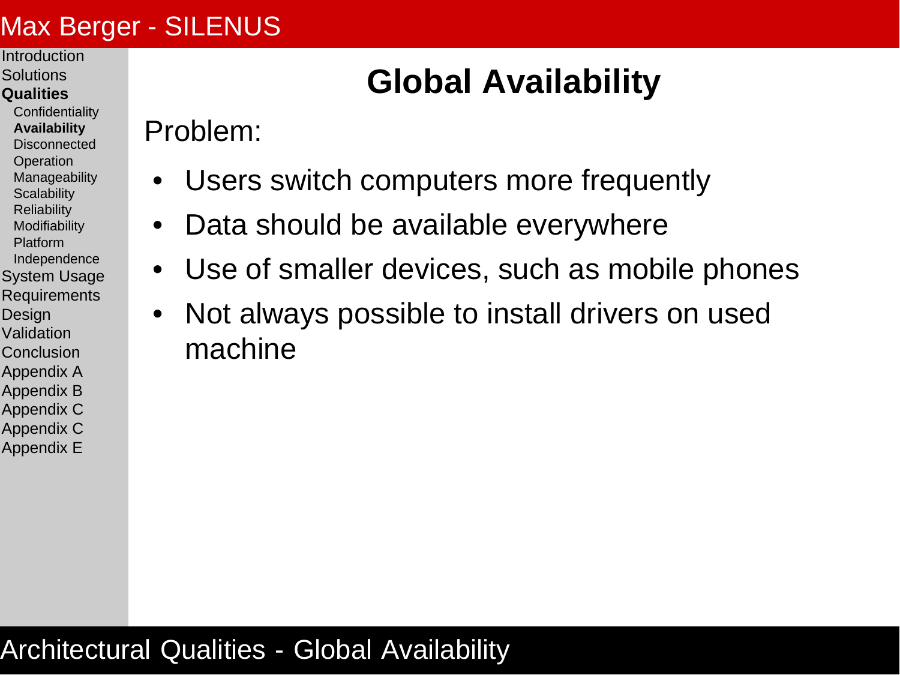# Global Availability

Problem:

- Users switch computers more frequently
- Data should be available everywhere
- Use of smaller devices, such as mobile phones
- Not always possible to install drivers on used machine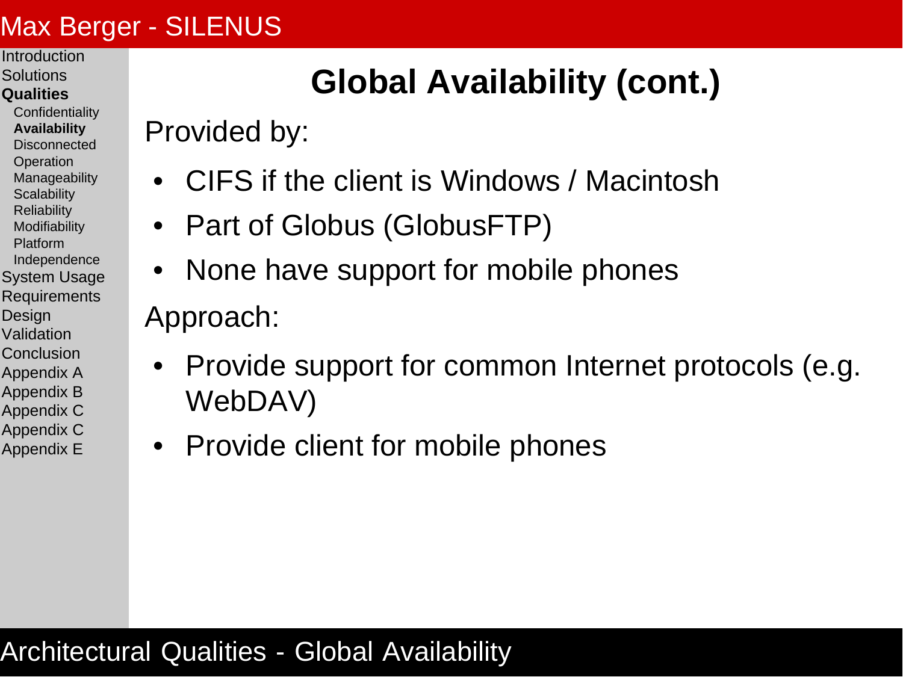# Global Availability (cont.)

Provided by:

- CIFS if the client is Windows / Macintosh
- Part of Globus (GlobusFTP)
- None have support for mobile phones

Approach:

- Provide support for common Internet protocols (e.g. WebDAV)
- Provide client for mobile phones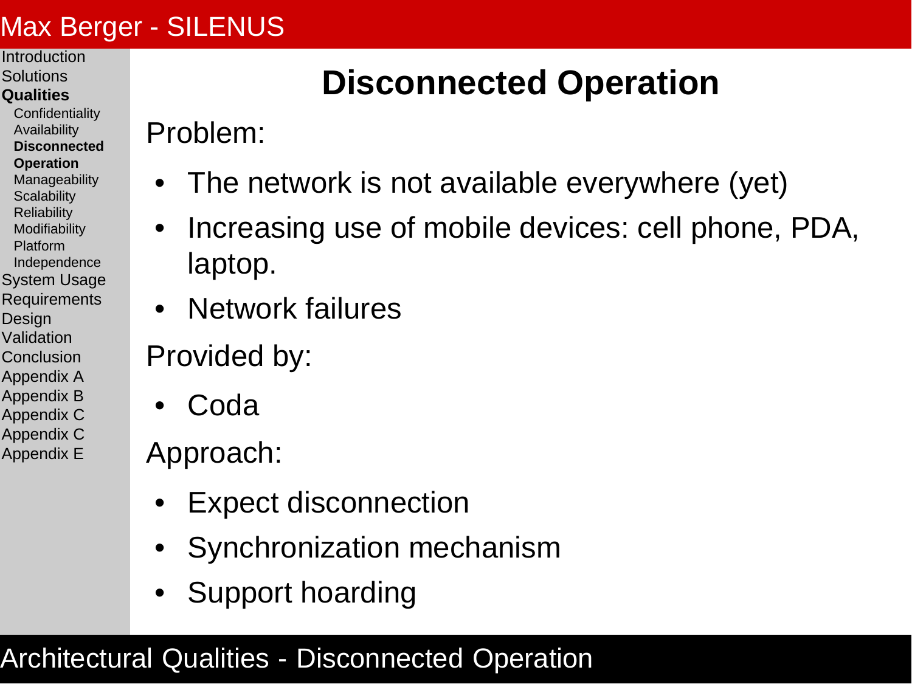# Disconnected Operation

Problem:

- The network is not available everywhere (yet)
- Increasing use of mobile devices: cell phone, PDA, laptop.
- Network failures

Provided by:

- Coda

Approach:

- Expect disconnection
- Synchronization mechanism
- Support hoarding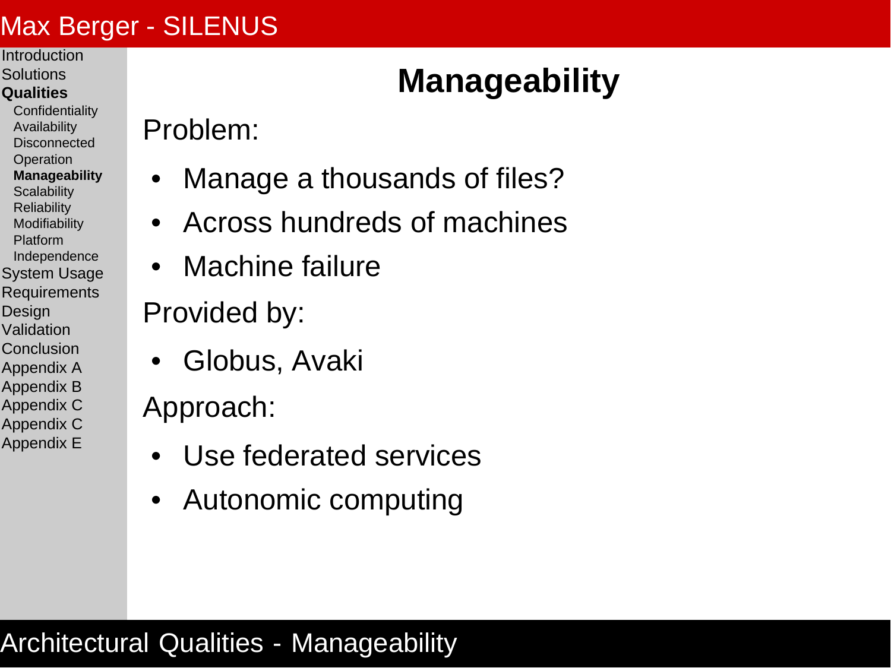# Manageability

Problem:

- Manage a thousands of files?
- Across hundreds of machines
- Machine failure

Provided by:

- Globus, Avaki

Approach:

- Use federated services
- Autonomic computing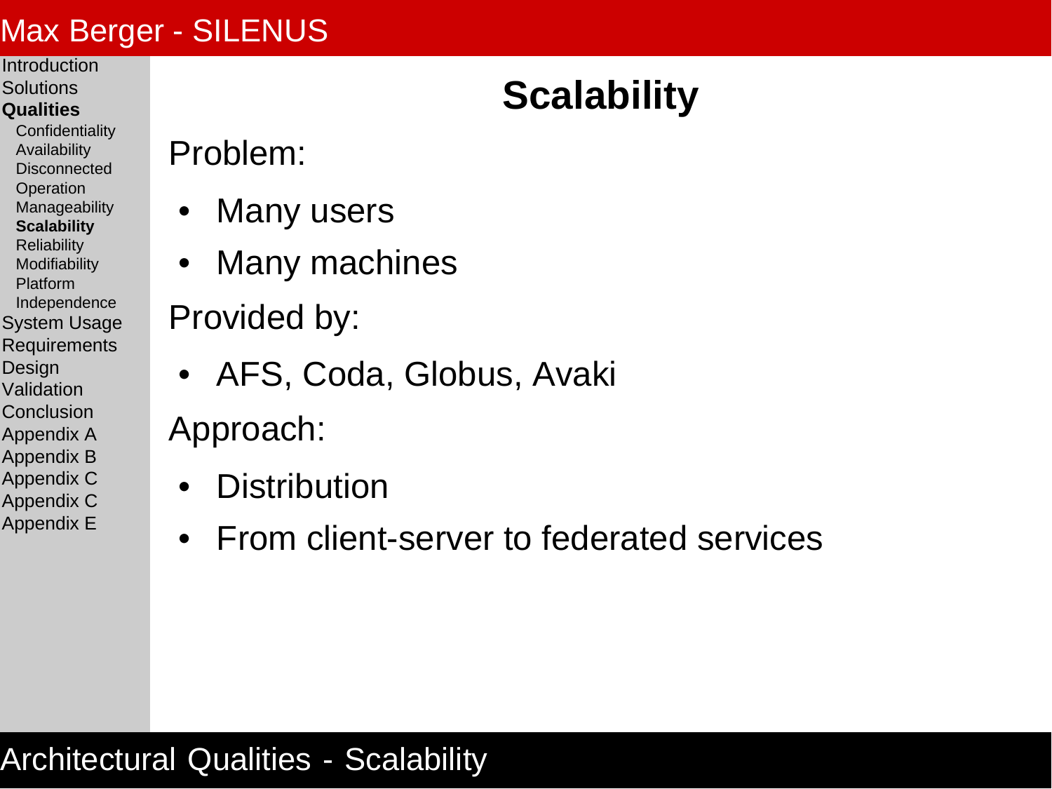# Scalability

Problem:

- Many users
- Many machines

Provided by:

- AFS, Coda, Globus, Avaki

Approach:

- Distribution
- From client-server to federated services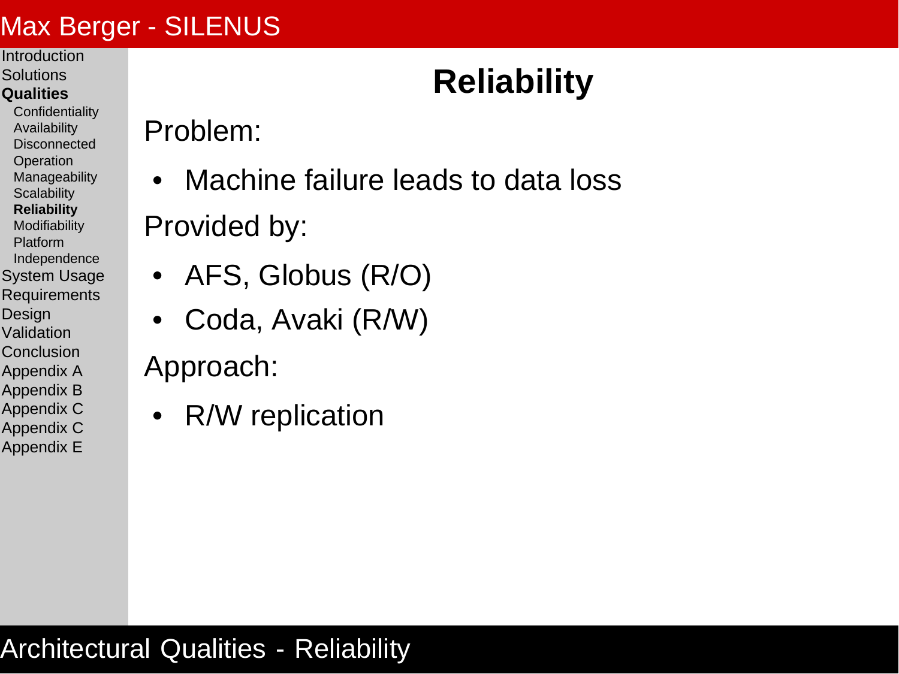# Reliability

Problem:

- Machine failure leads to data loss

Provided by:

- AFS, Globus (R/O)
- Coda, Avaki (R/W)

Approach:

- R/W replication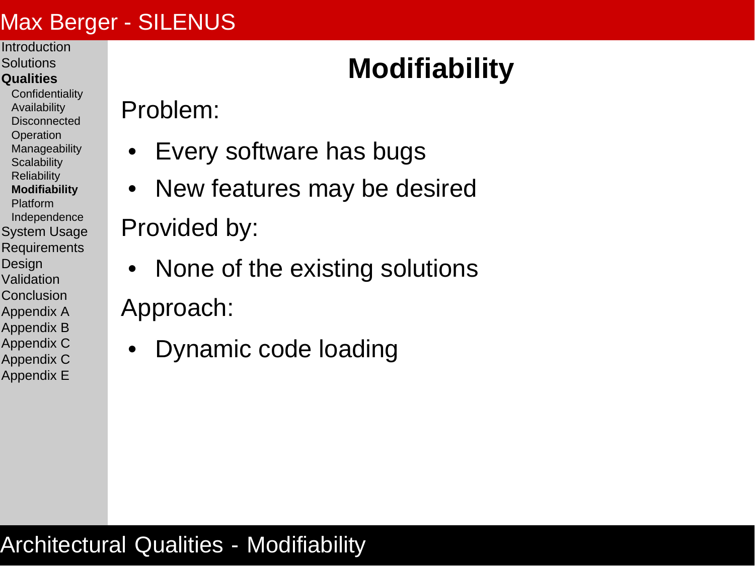# Modifiability

Problem:

- Every software has bugs
- New features may be desired

Provided by:

- None of the existing solutions

Approach:

- Dynamic code loading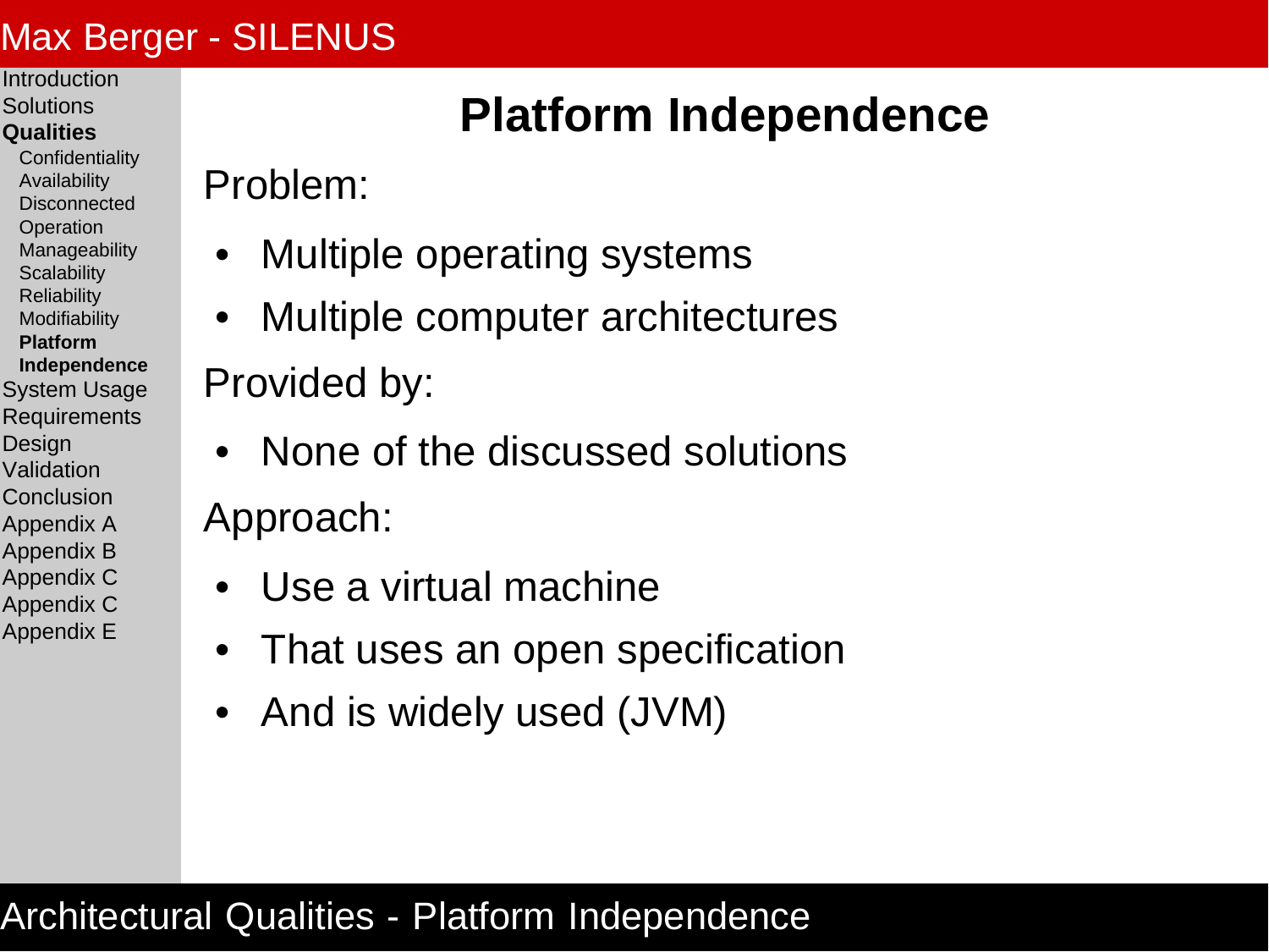# Platform Independence

Problem:

- Multiple operating systems
- Multiple computer architectures

Provided by:

- None of the discussed solutions

Approach:

- Use a virtual machine
- That uses an open specification
- And is widely used (JVM)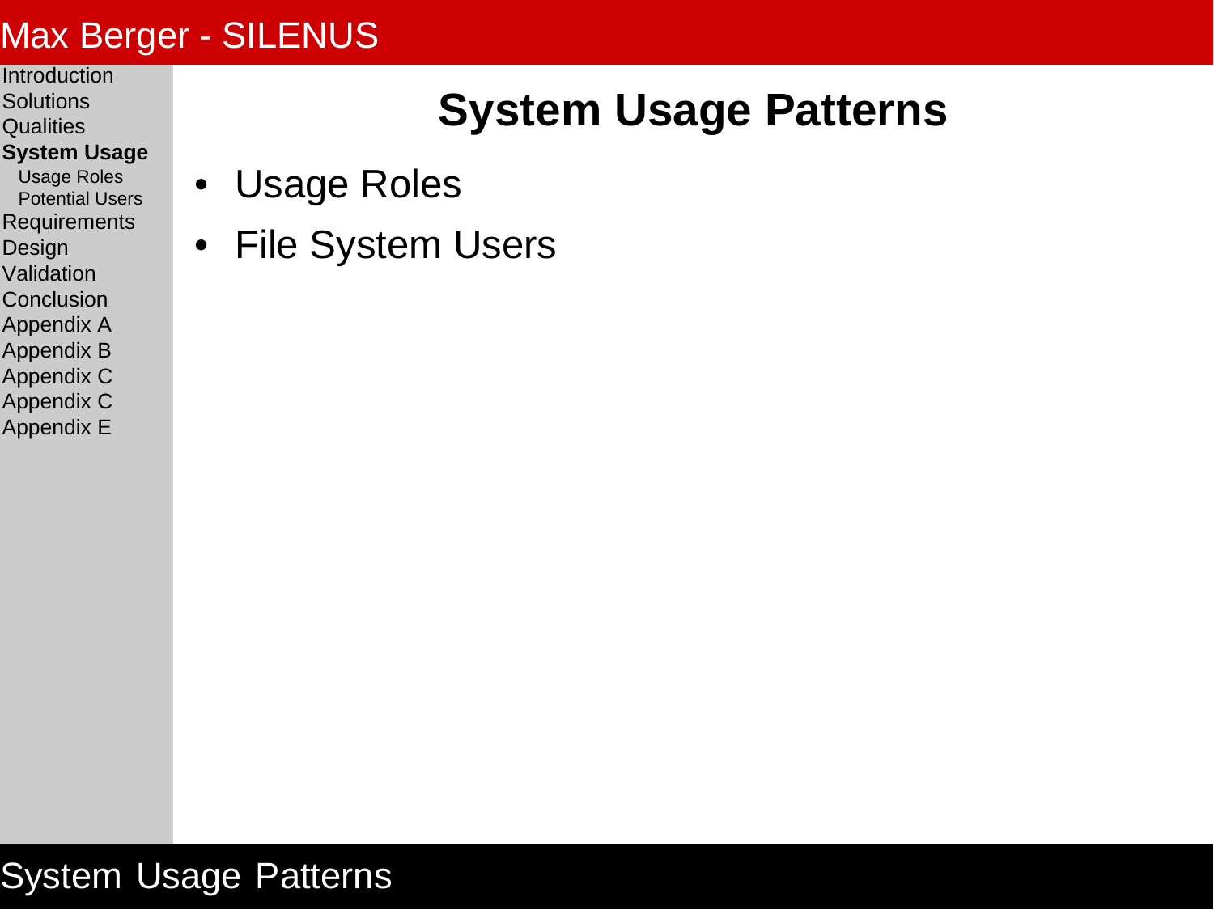# System Usage Patterns

- Usage Roles
- File System Users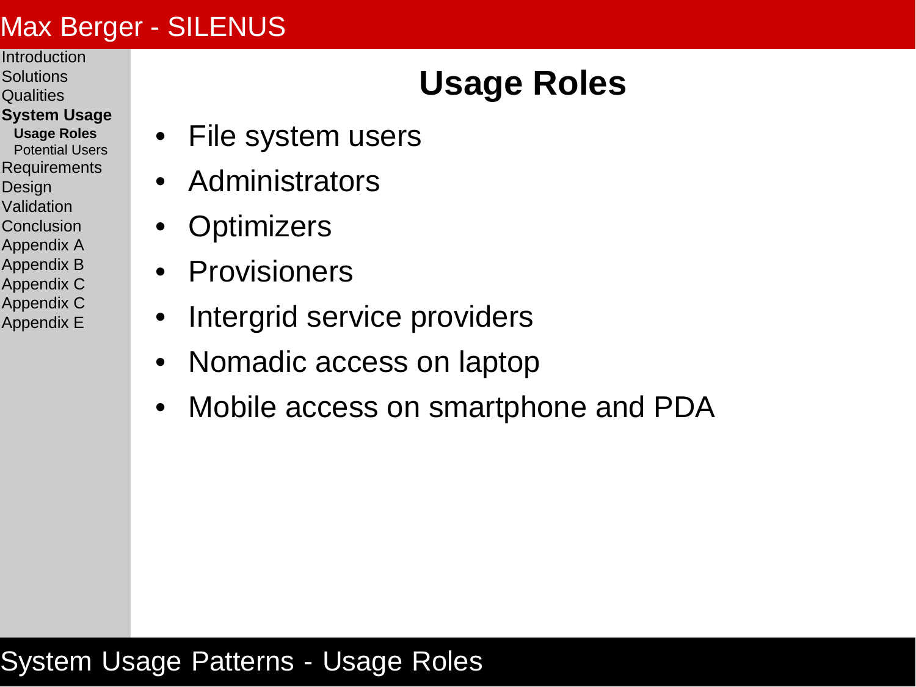# Usage Roles

- File system users
- Administrators
- Optimizers
- Provisioners
- Intergrid service providers
- Nomadic access on laptop
- Mobile access on smartphone and PDA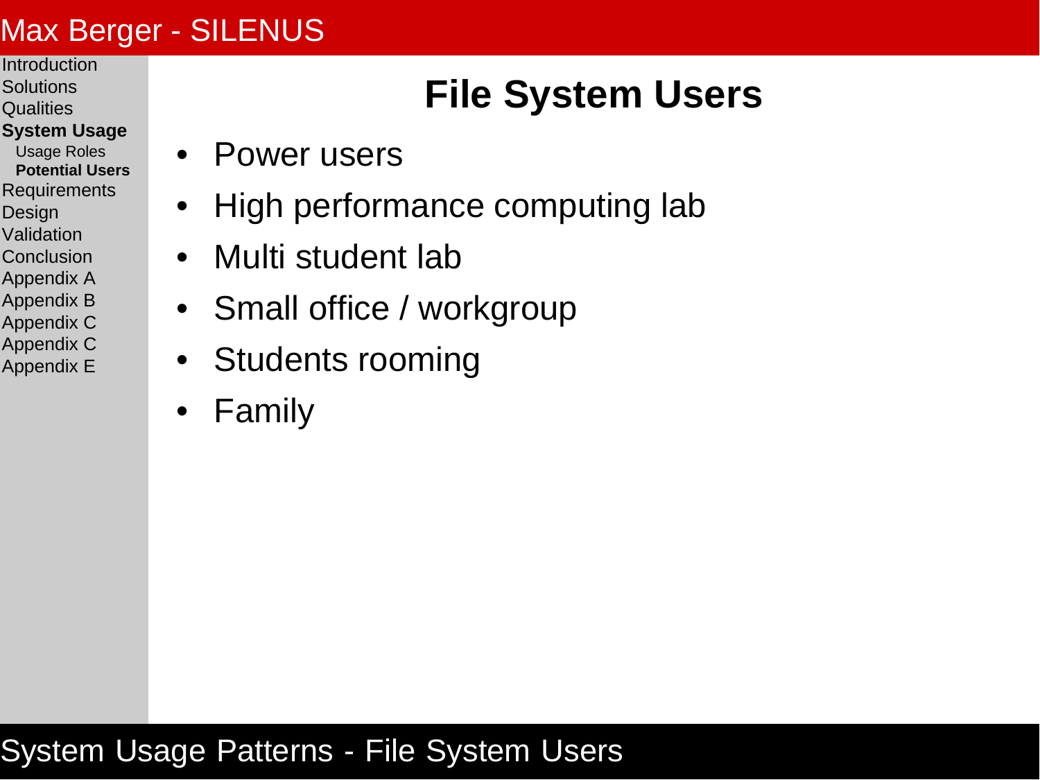# File System Users

- Power users
- High performance computing lab
- Multi student lab
- Small office / workgroup
- Students rooming
- Family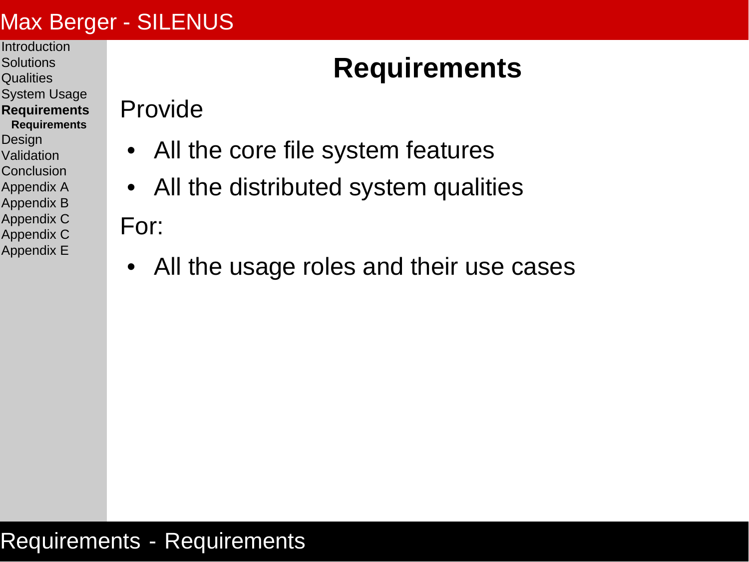# Requirements

Provide

- All the core file system features
- All the distributed system qualities

For:

- All the usage roles and their use cases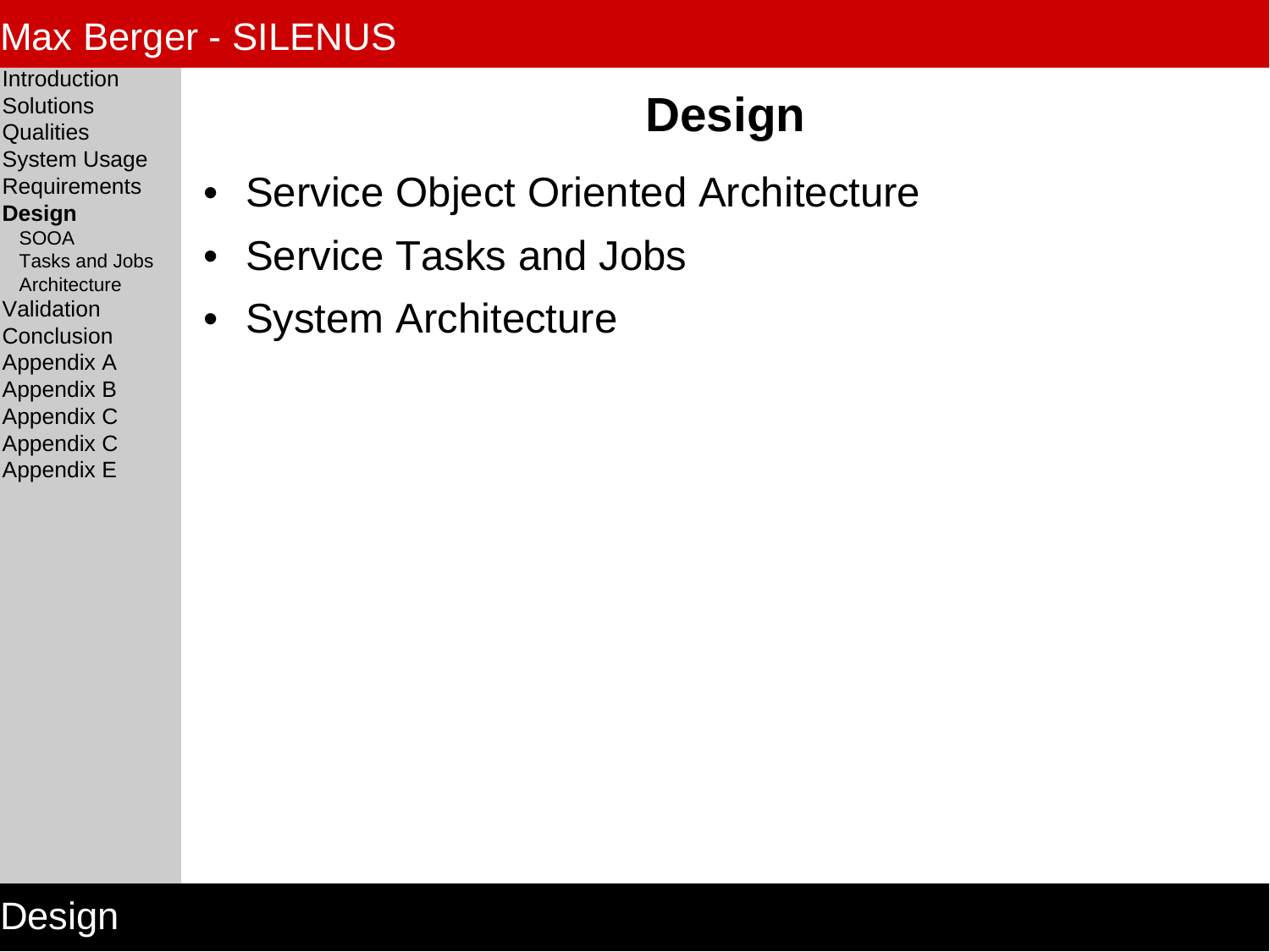# Design

- Service Object Oriented Architecture
- Service Tasks and Jobs
- System Architecture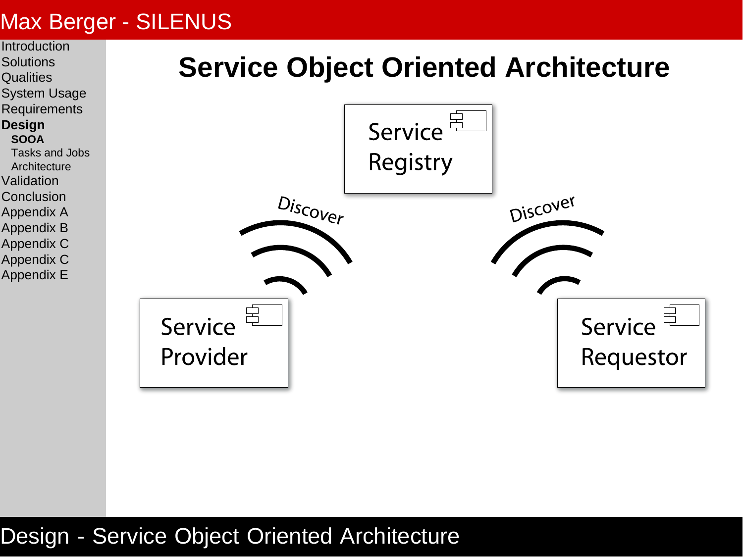# Service Object Oriented Architecture

Service Registry

Discover

Discover

Service Provider

Service Requestor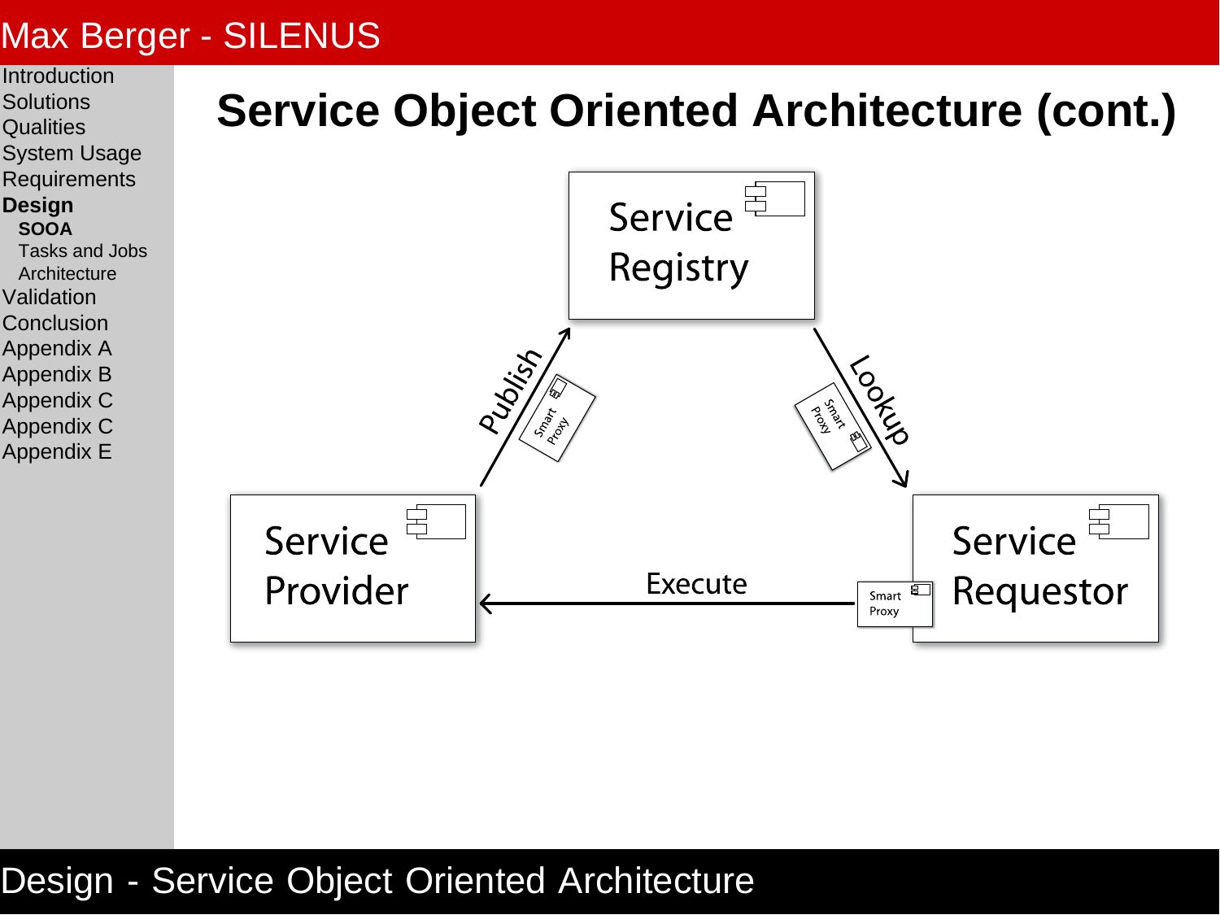# Service Object Oriented Architecture (cont.)

Service Registry

Publish

Smart Proxy

Lookup

Smart Proxy

Service Provider

Execute

Smart Proxy

Service Requestor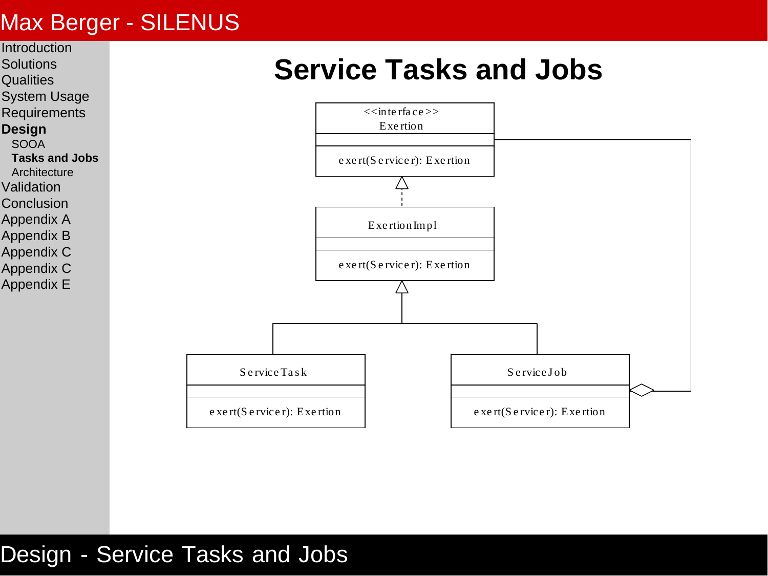# Service Tasks and Jobs

- Introduction
- Solutions
- Qualities
- System Usage
- Requirements
- **Design**
  - SOOA
  - **Tasks and Jobs**
  - Architecture
- Validation
- Conclusion
- Appendix A
- Appendix B
- Appendix C
- Appendix C
- Appendix E

<<interface>>
Exertion

exert(Servicer): Exertion

ExertionImpl

exert(Servicer): Exertion

ServiceTask

exert(Servicer): Exertion

ServiceJob

exert(Servicer): Exertion

Design - Service Tasks and Jobs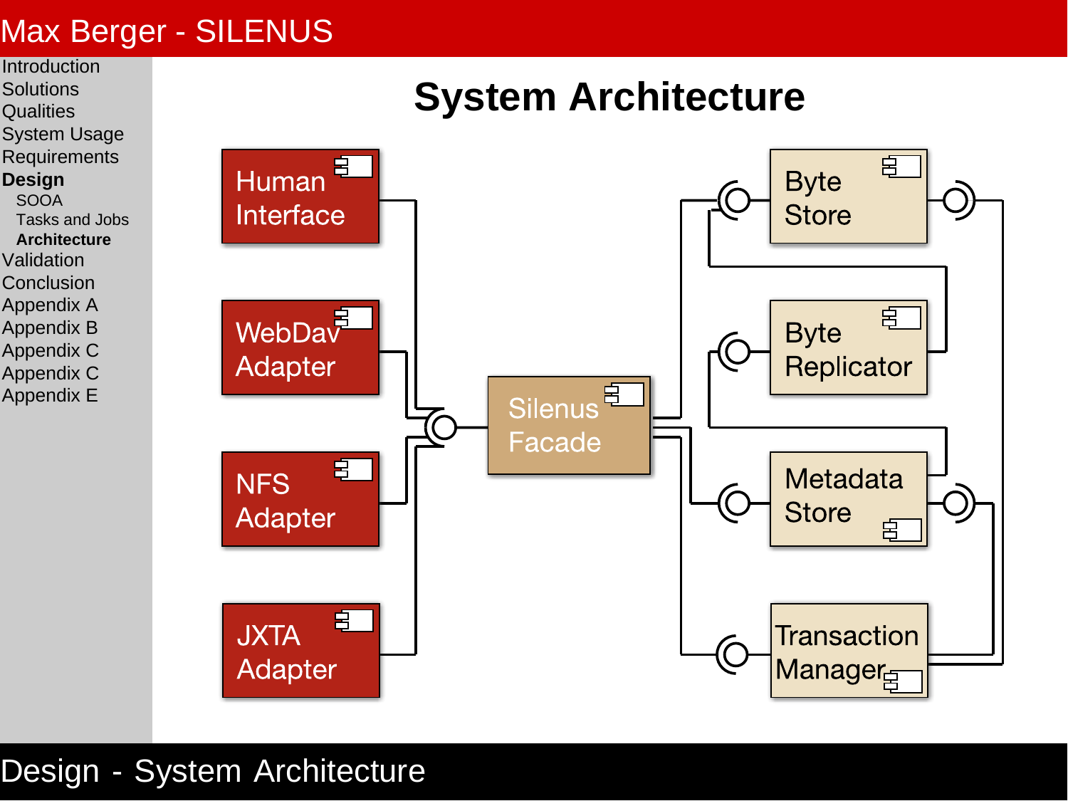# System Architecture

Human Interface

WebDav Adapter

NFS Adapter

JXTA Adapter

Silenus Facade

Byte Store

Byte Replicator

Metadata Store

Transaction Manager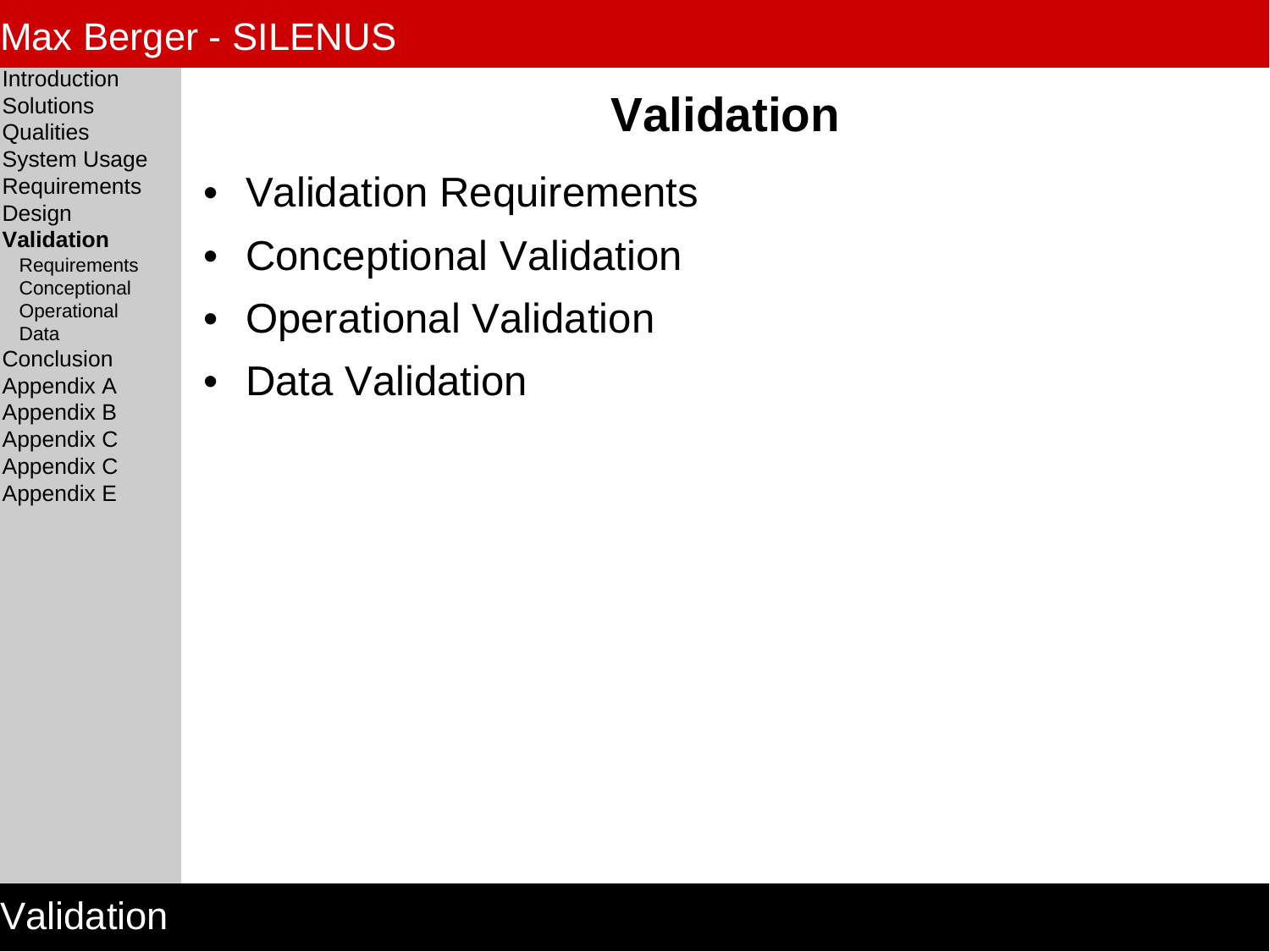# Validation

- Validation Requirements
- Conceptional Validation
- Operational Validation
- Data Validation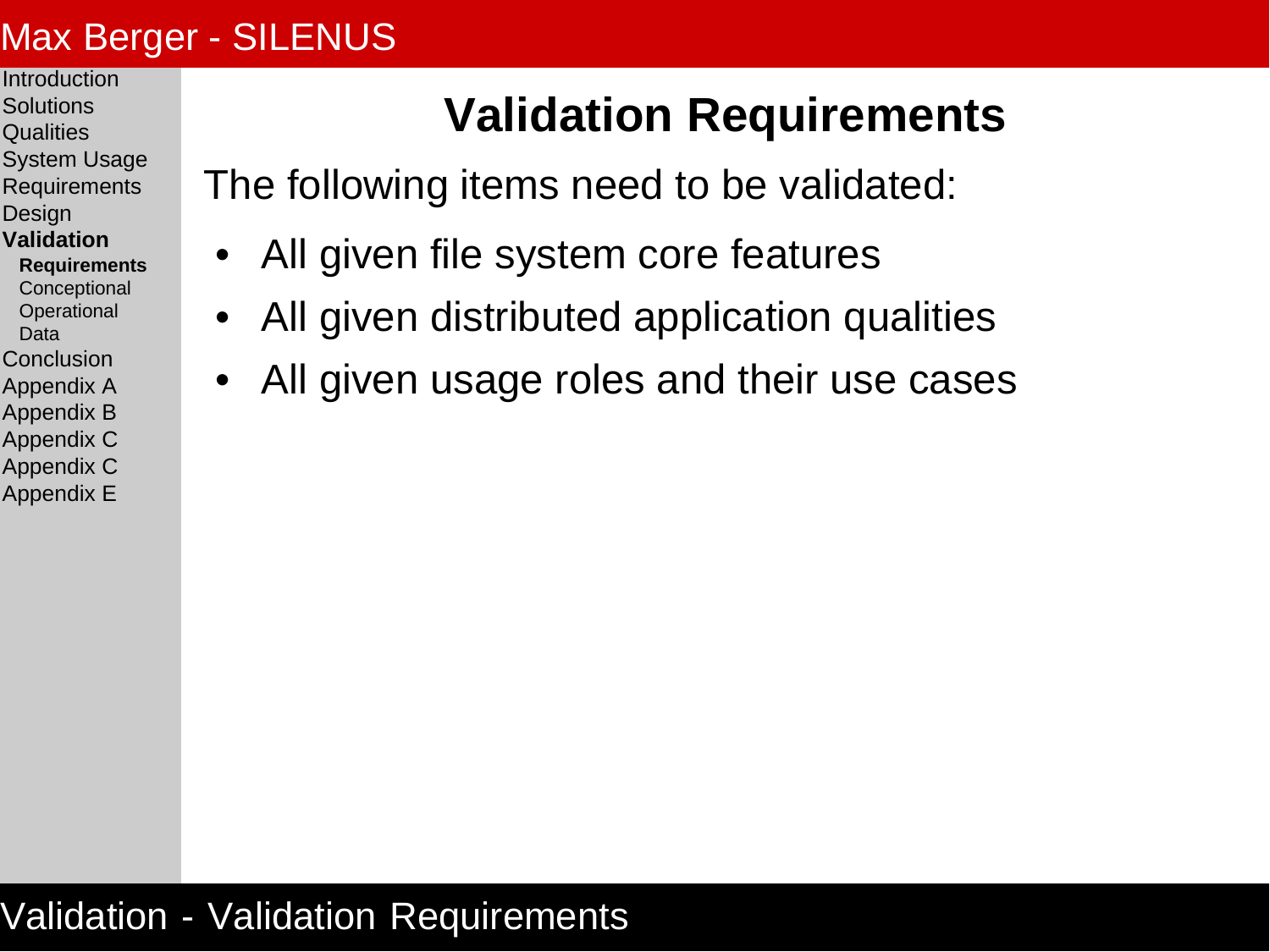# Validation Requirements

The following items need to be validated:

- All given file system core features
- All given distributed application qualities
- All given usage roles and their use cases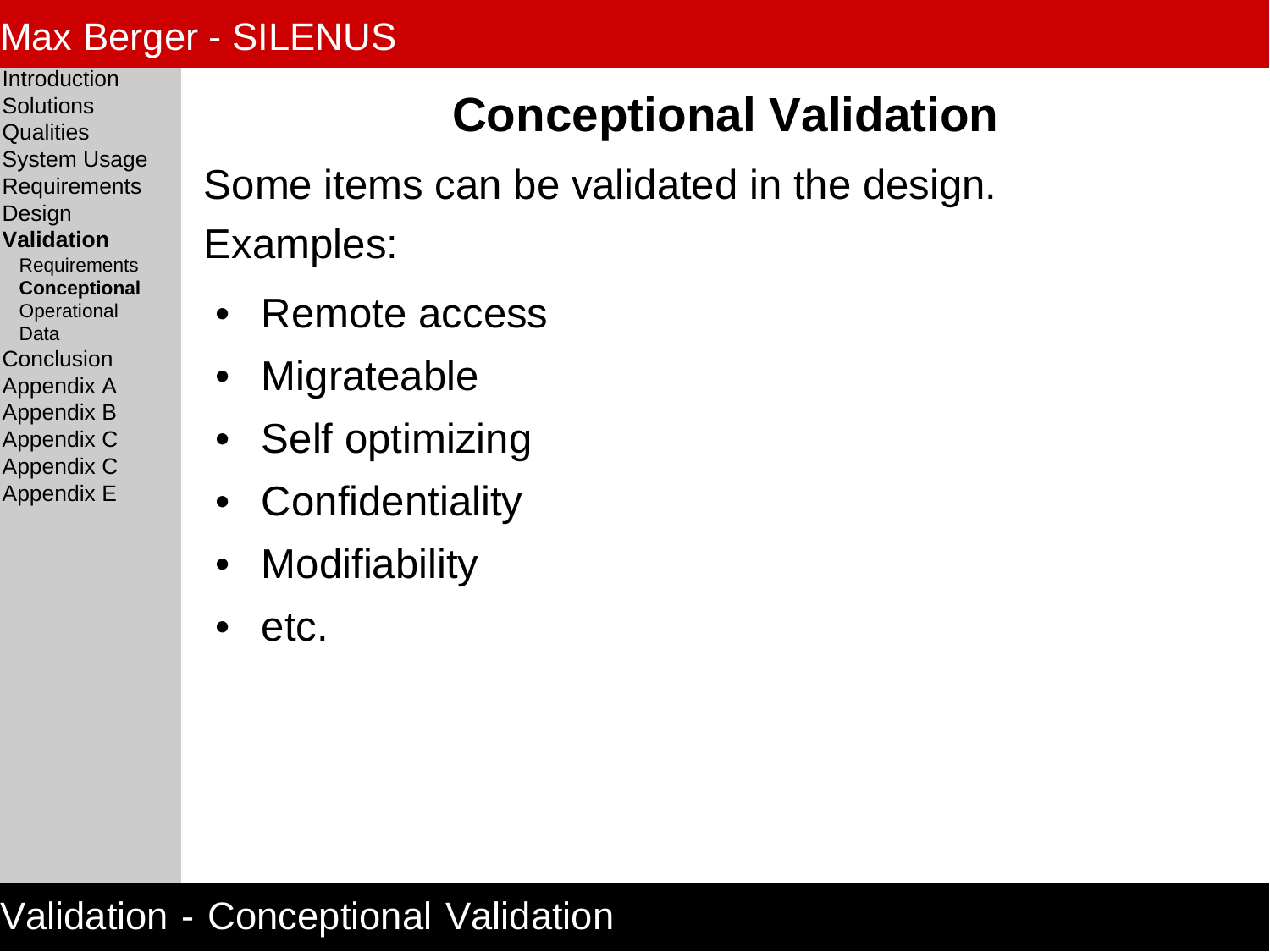# Conceptional Validation

Some items can be validated in the design.

Examples:

- Remote access
- Migrateable
- Self optimizing
- Confidentiality
- Modifiability
- etc.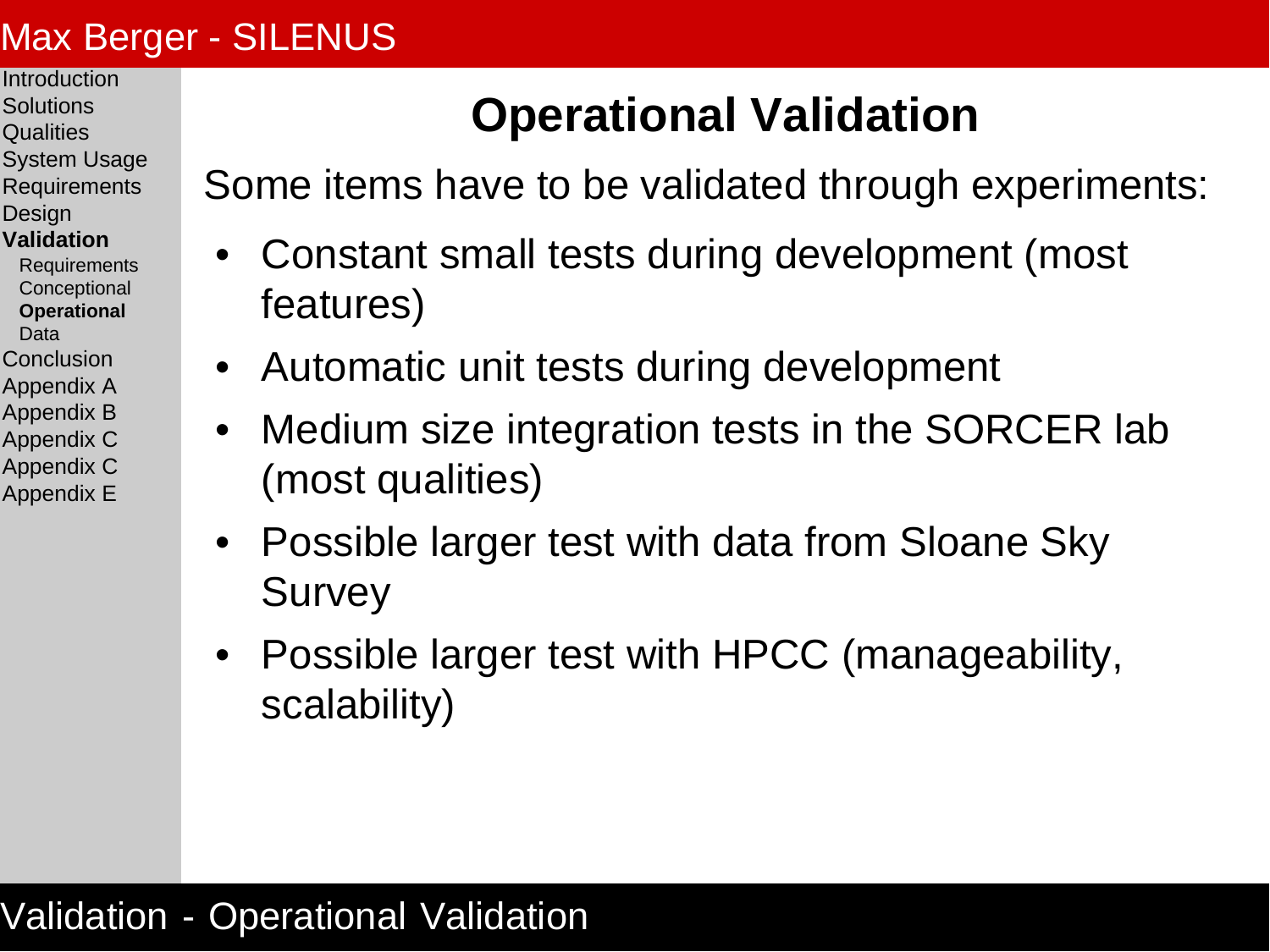# Operational Validation

Some items have to be validated through experiments:

- Constant small tests during development (most features)
- Automatic unit tests during development
- Medium size integration tests in the SORCER lab (most qualities)
- Possible larger test with data from Sloane Sky Survey
- Possible larger test with HPCC (manageability, scalability)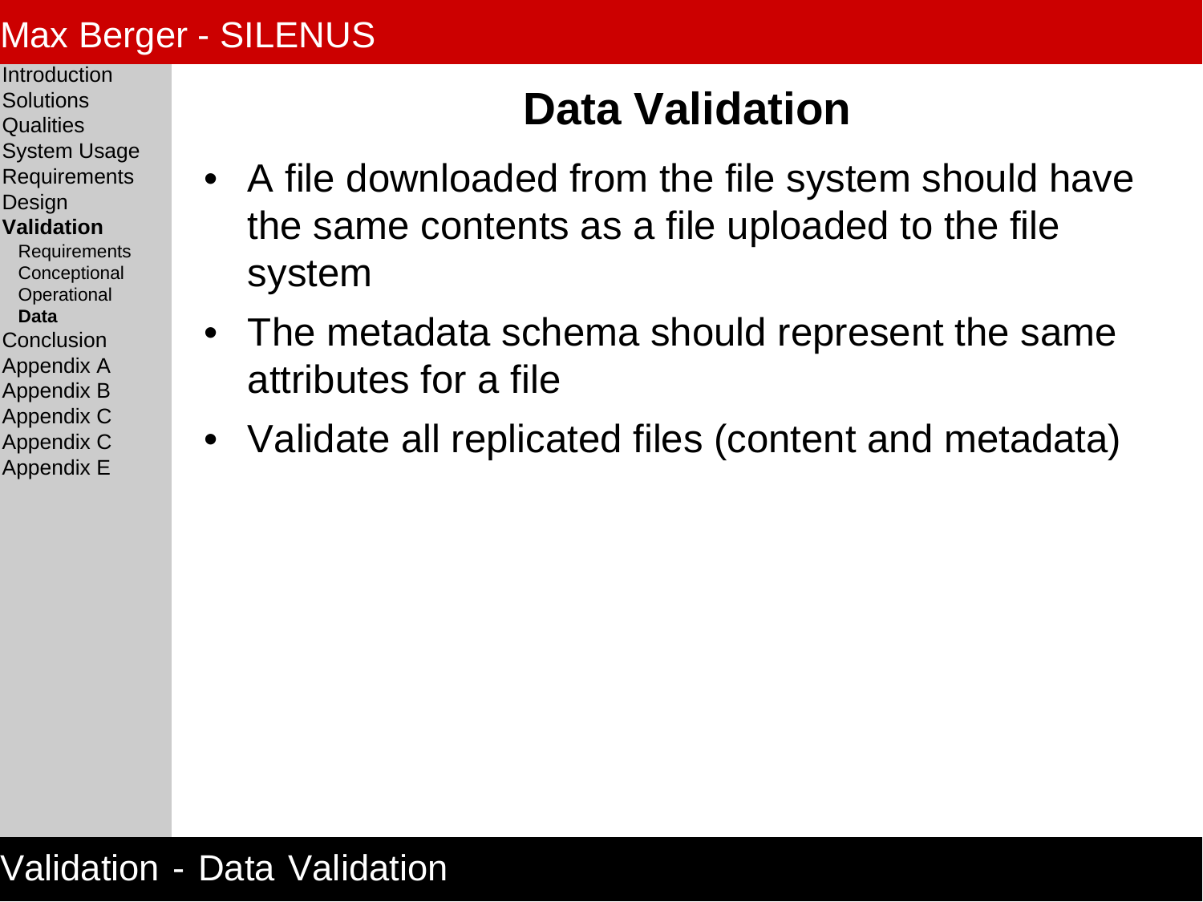# Data Validation

- A file downloaded from the file system should have the same contents as a file uploaded to the file system
- The metadata schema should represent the same attributes for a file
- Validate all replicated files (content and metadata)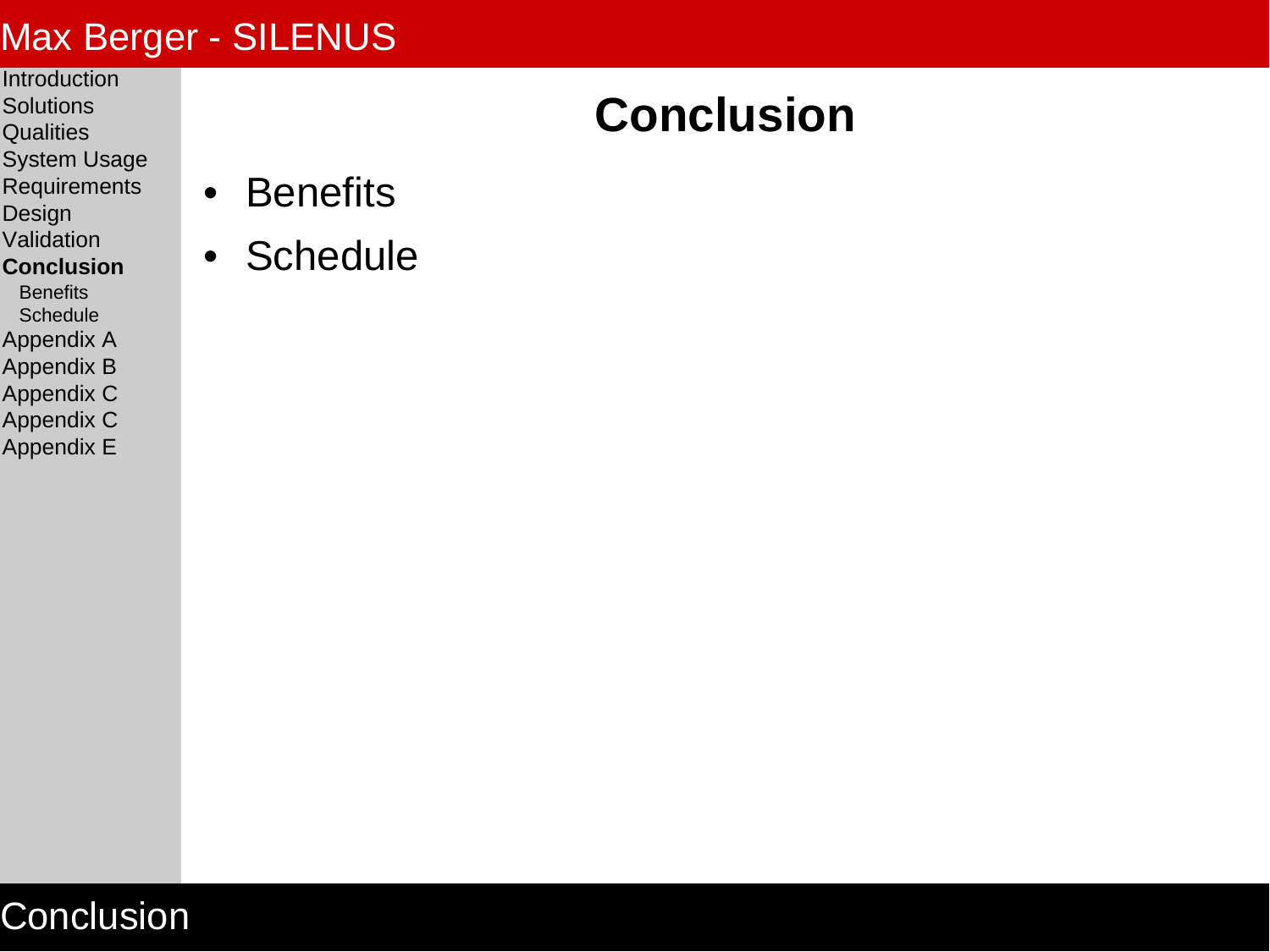# Conclusion

- Benefits
- Schedule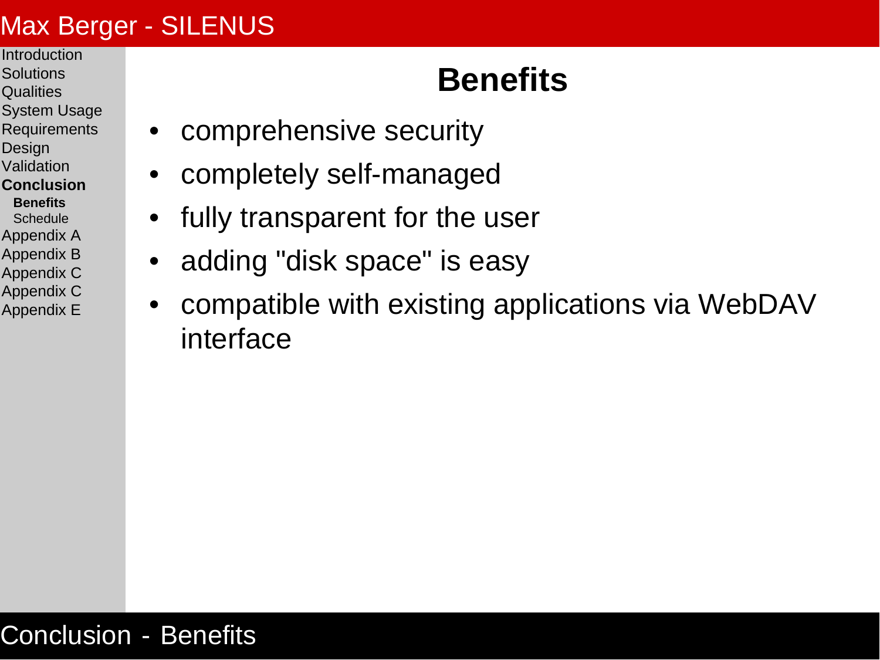# Benefits

- comprehensive security
- completely self-managed
- fully transparent for the user
- adding "disk space" is easy
- compatible with existing applications via WebDAV interface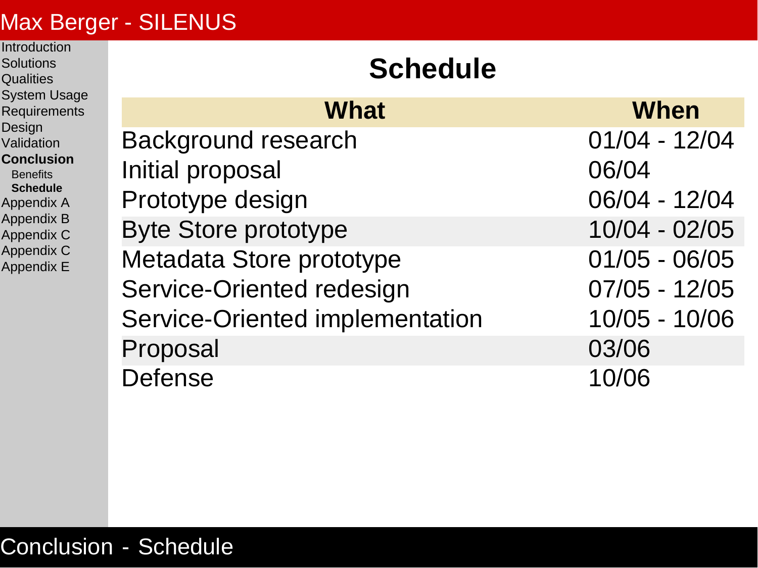# Schedule

| What | When |
|---|---|
| Background research | 01/04 - 12/04 |
| Initial proposal | 06/04 |
| Prototype design | 06/04 - 12/04 |
| Byte Store prototype | 10/04 - 02/05 |
| Metadata Store prototype | 01/05 - 06/05 |
| Service-Oriented redesign | 07/05 - 12/05 |
| Service-Oriented implementation | 10/05 - 10/06 |
| Proposal | 03/06 |
| Defense | 10/06 |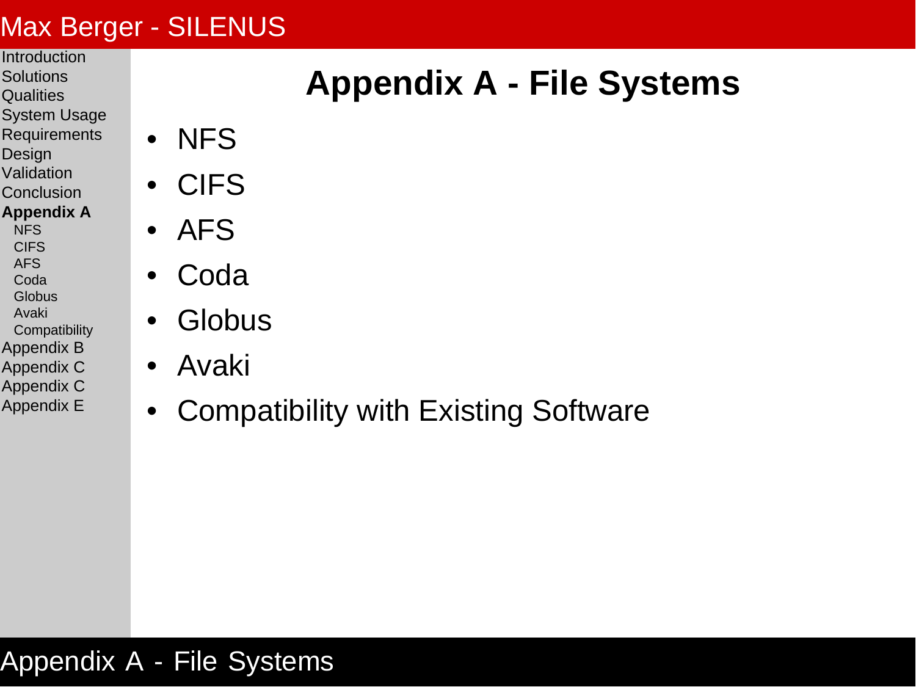# Appendix A - File Systems

- NFS
- CIFS
- AFS
- Coda
- Globus
- Avaki
- Compatibility with Existing Software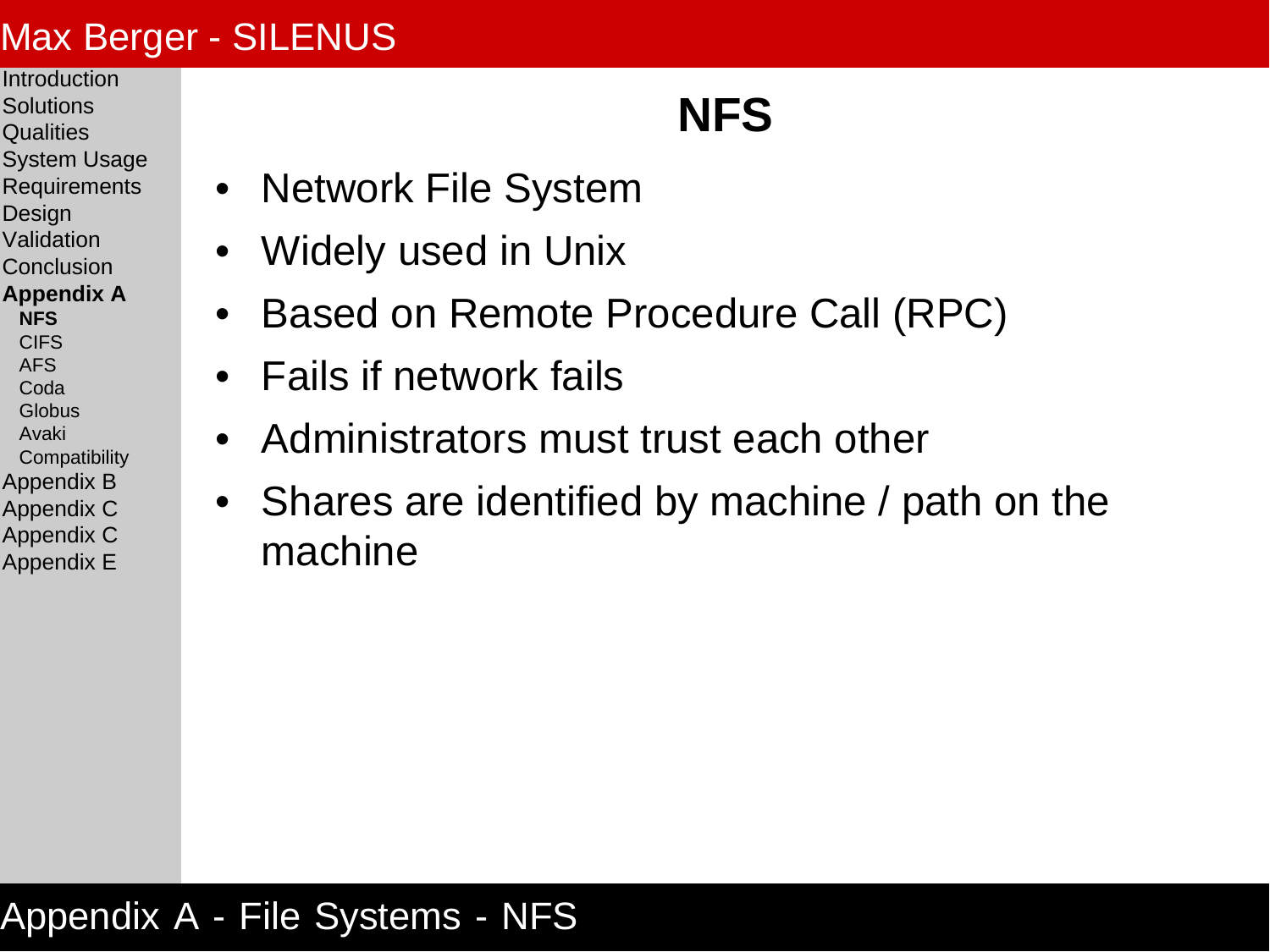# NFS

- Network File System
- Widely used in Unix
- Based on Remote Procedure Call (RPC)
- Fails if network fails
- Administrators must trust each other
- Shares are identified by machine / path on the machine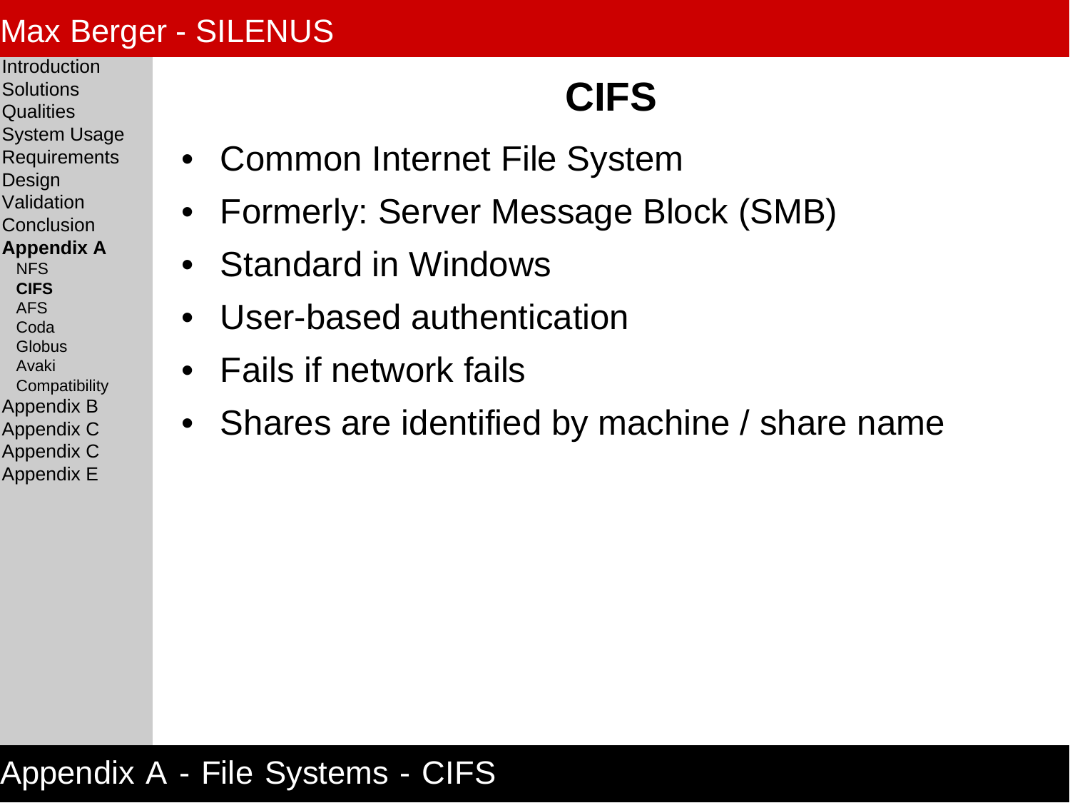# CIFS

- Common Internet File System
- Formerly: Server Message Block (SMB)
- Standard in Windows
- User-based authentication
- Fails if network fails
- Shares are identified by machine / share name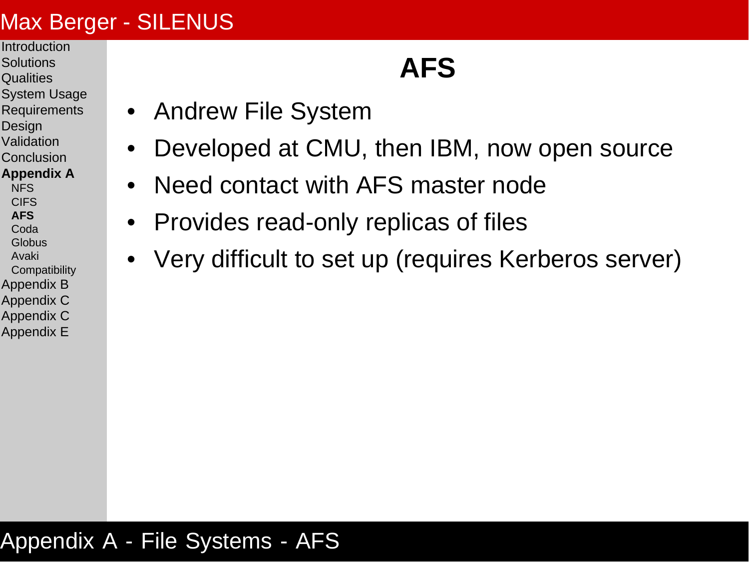# AFS

- Andrew File System
- Developed at CMU, then IBM, now open source
- Need contact with AFS master node
- Provides read-only replicas of files
- Very difficult to set up (requires Kerberos server)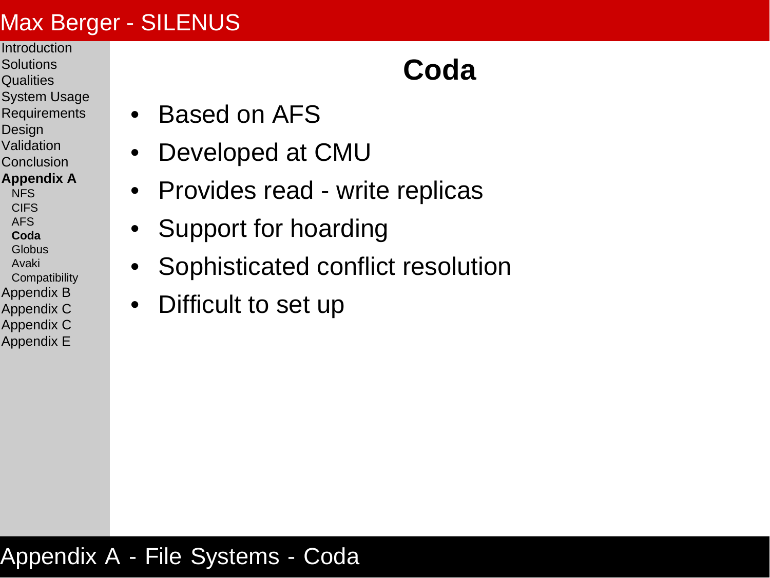# Coda

- Based on AFS
- Developed at CMU
- Provides read - write replicas
- Support for hoarding
- Sophisticated conflict resolution
- Difficult to set up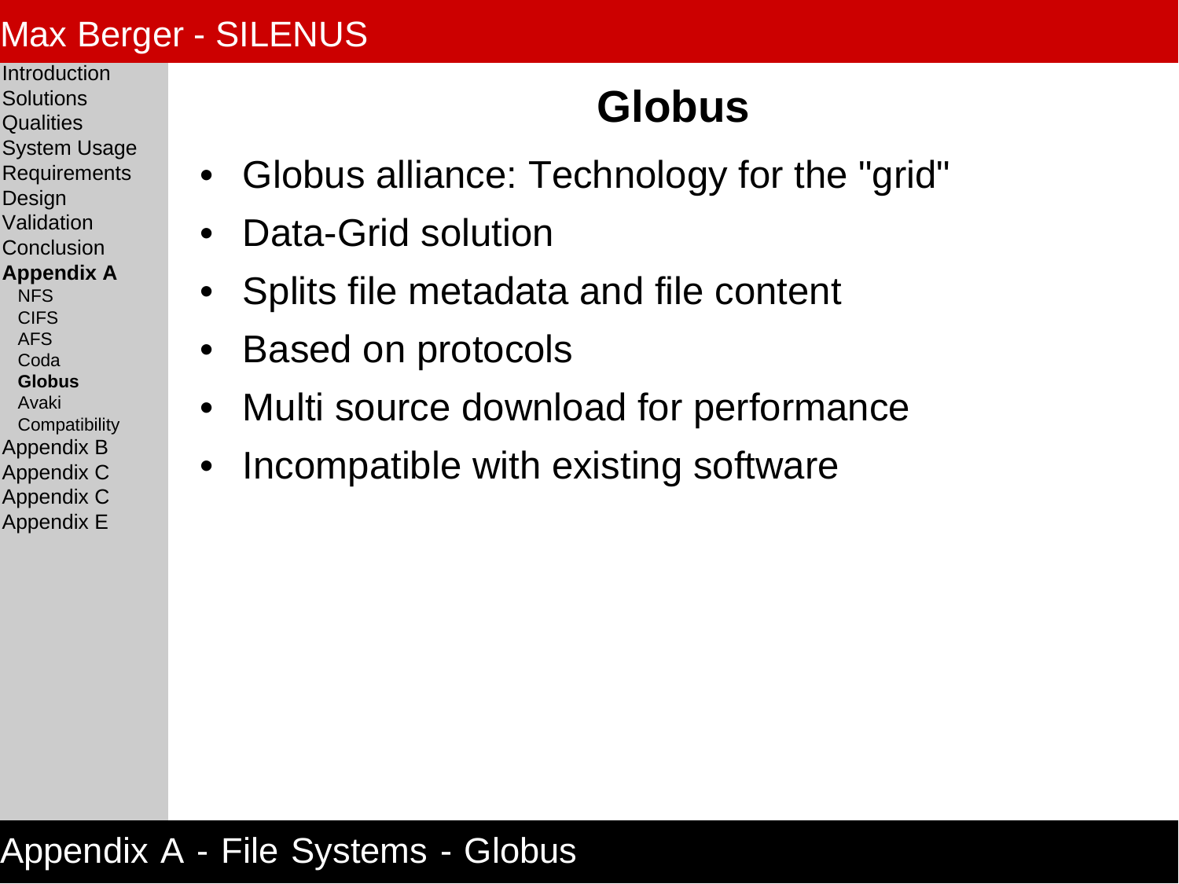# Globus

- Globus alliance: Technology for the "grid"
- Data-Grid solution
- Splits file metadata and file content
- Based on protocols
- Multi source download for performance
- Incompatible with existing software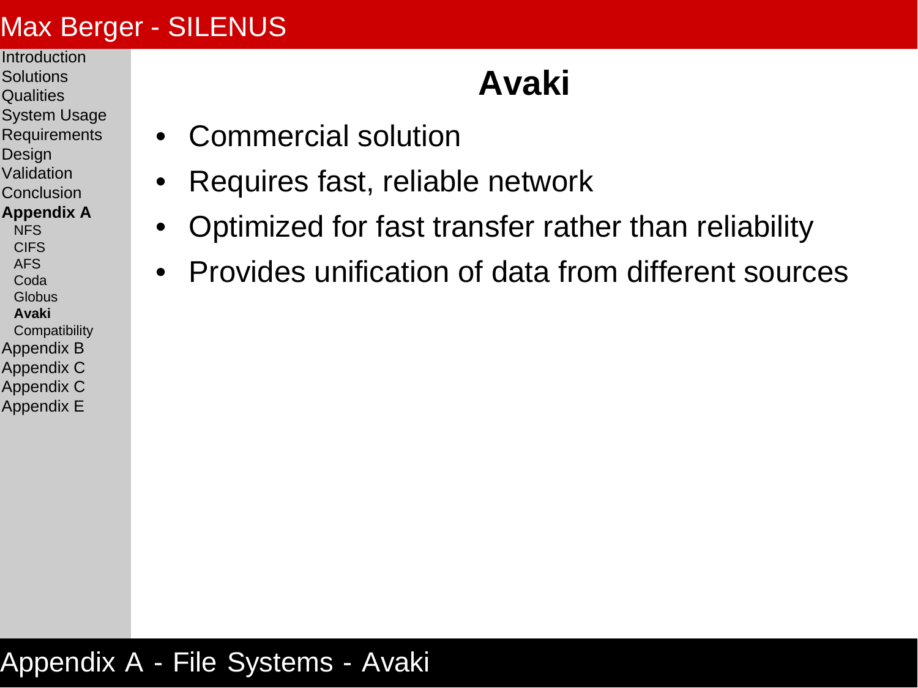# Avaki

- Commercial solution
- Requires fast, reliable network
- Optimized for fast transfer rather than reliability
- Provides unification of data from different sources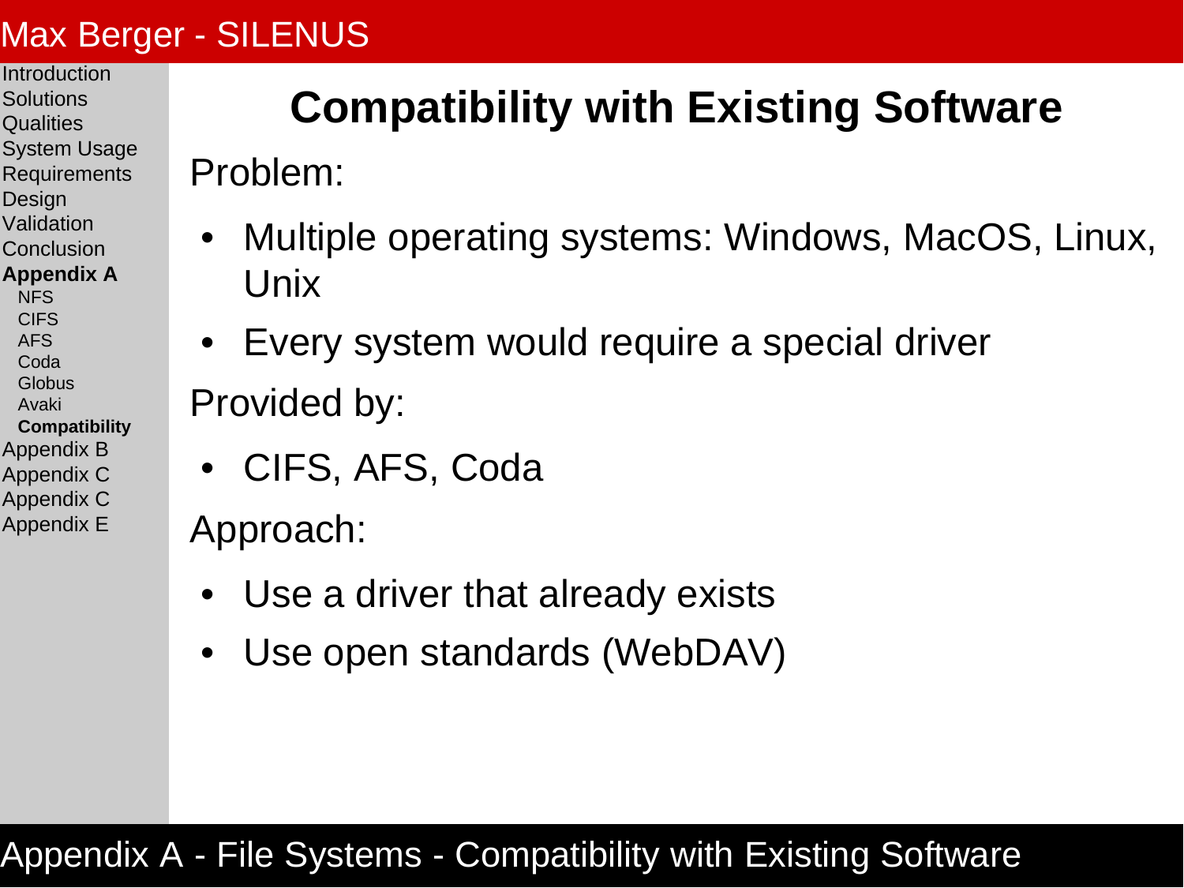# Compatibility with Existing Software

Problem:

- Multiple operating systems: Windows, MacOS, Linux, Unix
- Every system would require a special driver

Provided by:

- CIFS, AFS, Coda

Approach:

- Use a driver that already exists
- Use open standards (WebDAV)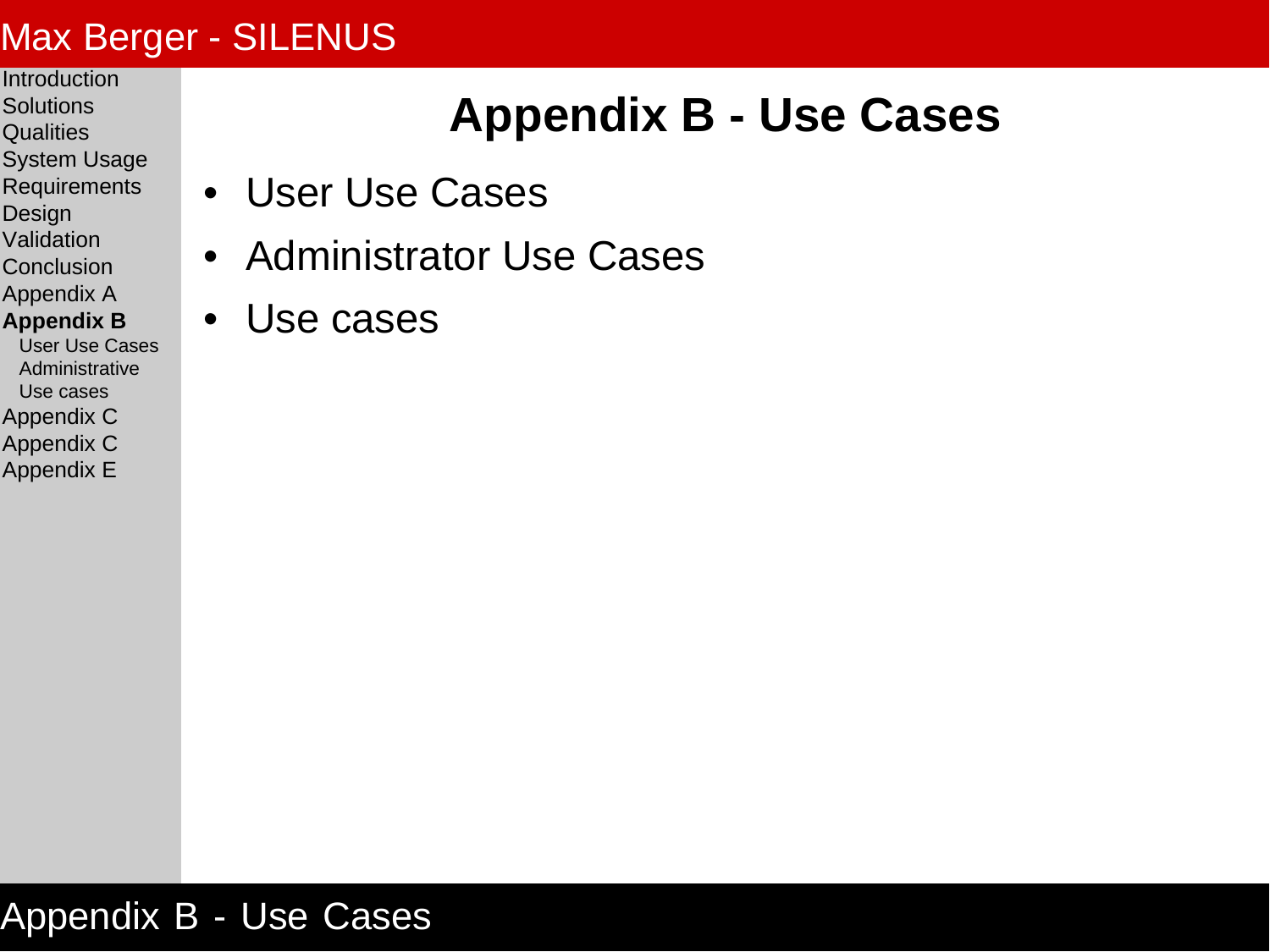# Appendix B - Use Cases

- User Use Cases
- Administrator Use Cases
- Use cases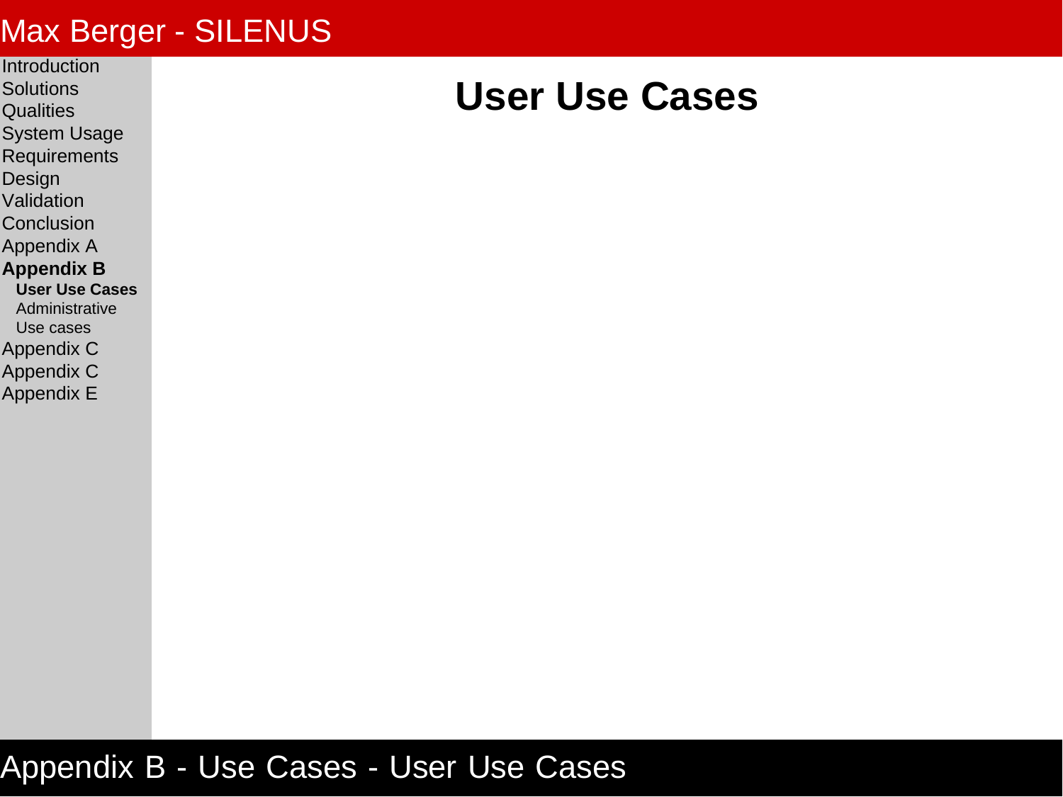# User Use Cases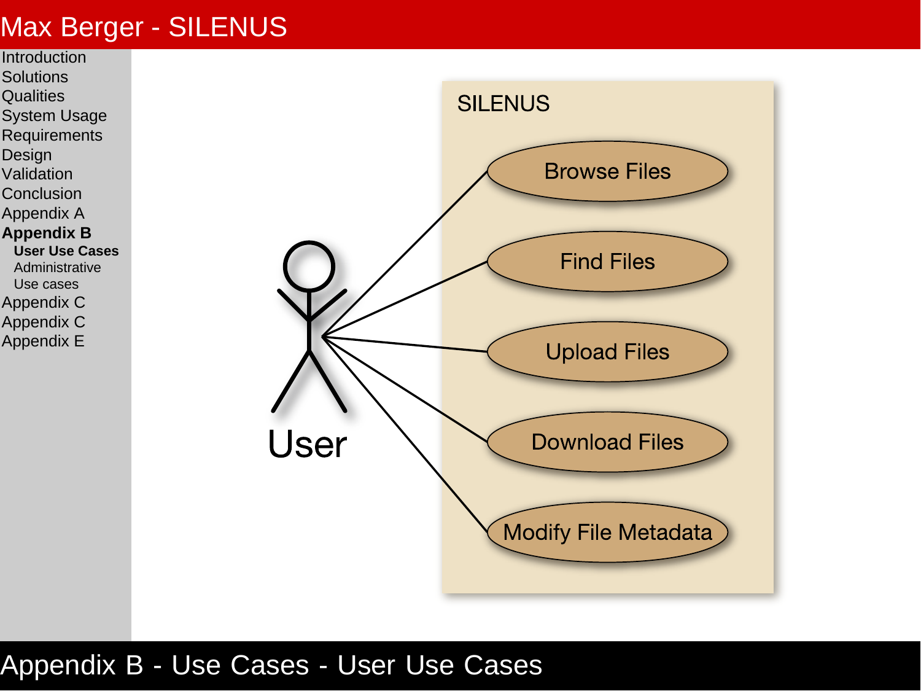# Appendix B - Use Cases - User Use Cases

SILENUS

User

- Browse Files
- Find Files
- Upload Files
- Download Files
- Modify File Metadata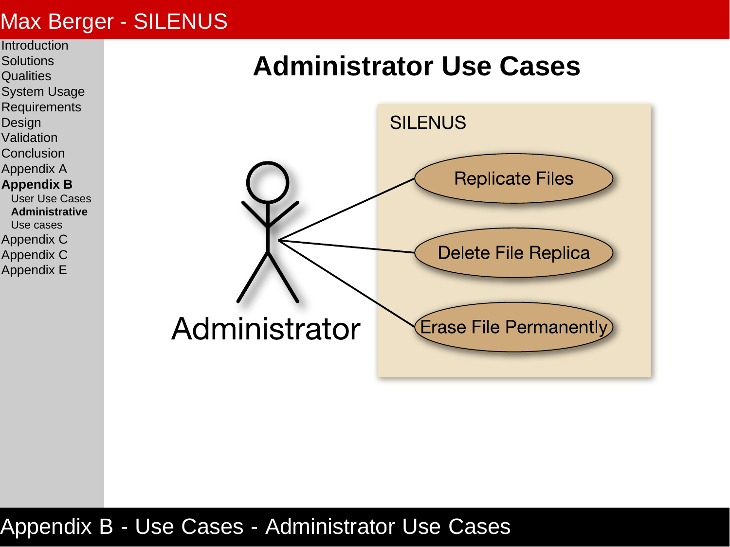# Administrator Use Cases

SILENUS

Administrator

- Replicate Files
- Delete File Replica
- Erase File Permanently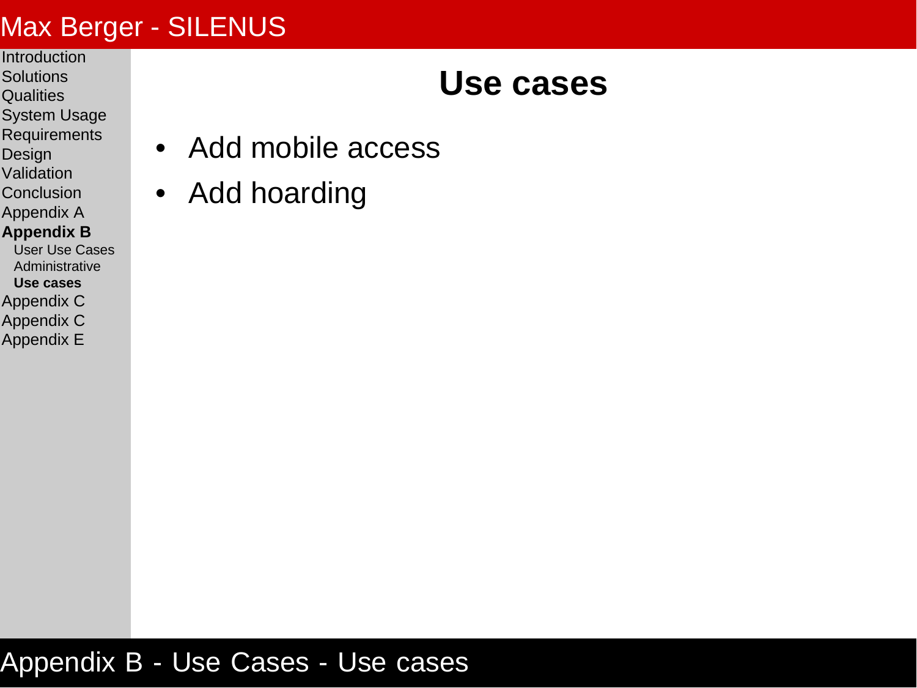# Use cases

- Add mobile access
- Add hoarding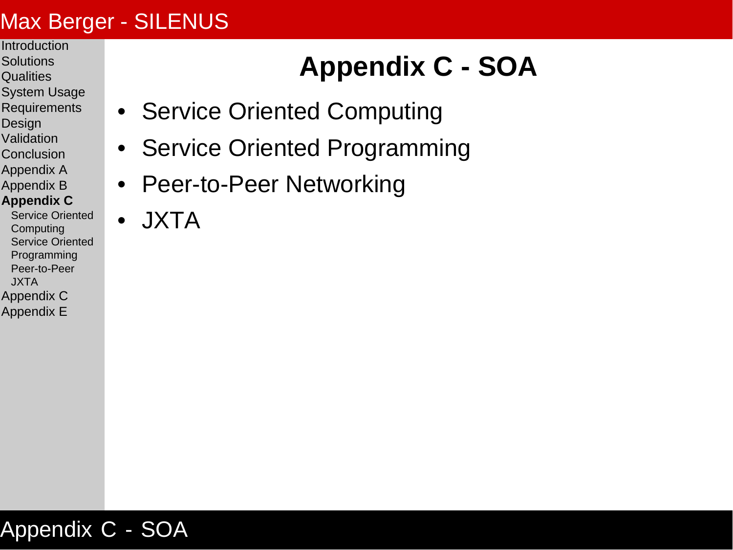# Appendix C - SOA

- Service Oriented Computing
- Service Oriented Programming
- Peer-to-Peer Networking
- JXTA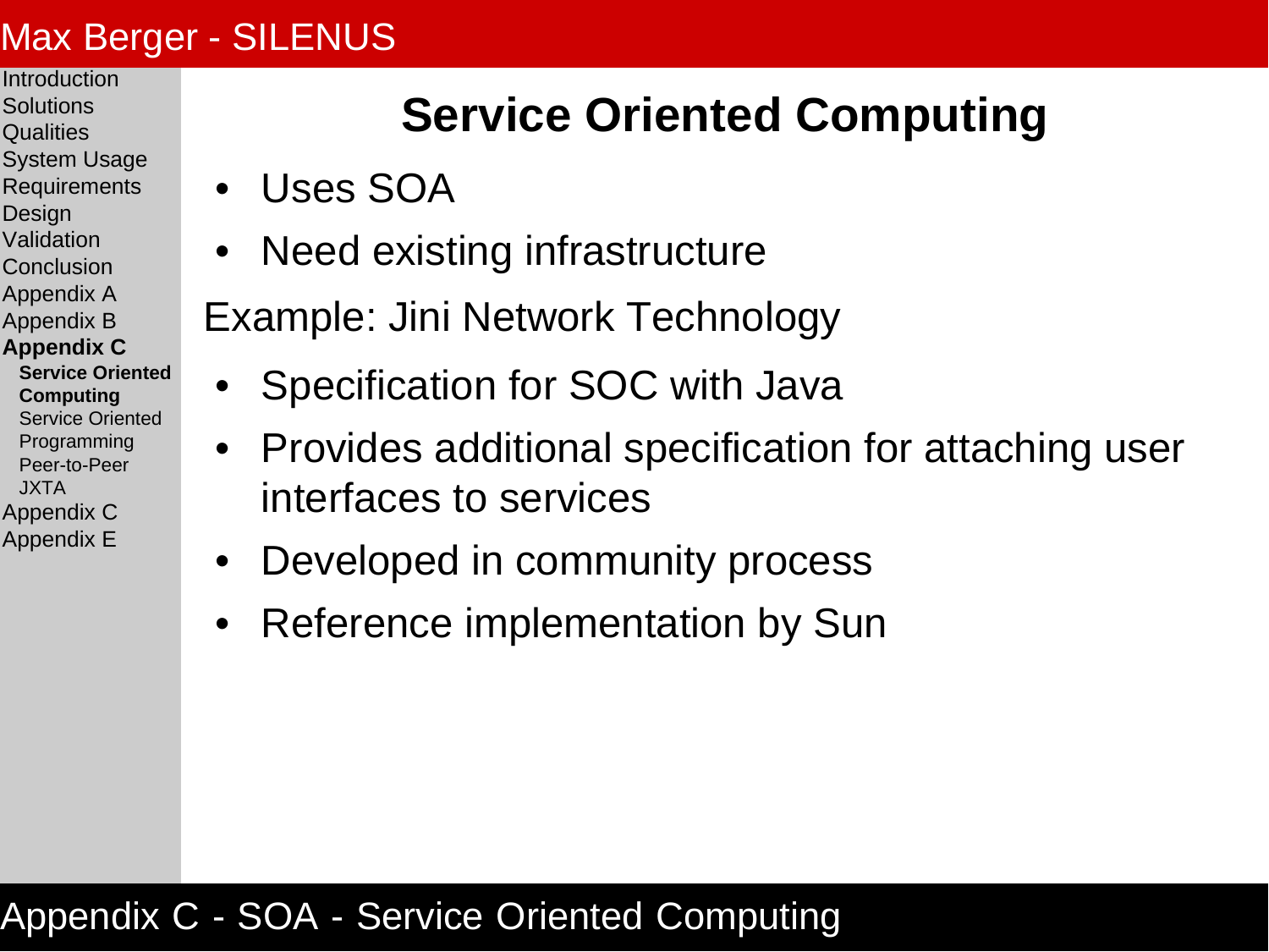# Service Oriented Computing

- Uses SOA
- Need existing infrastructure

Example: Jini Network Technology

- Specification for SOC with Java
- Provides additional specification for attaching user interfaces to services
- Developed in community process
- Reference implementation by Sun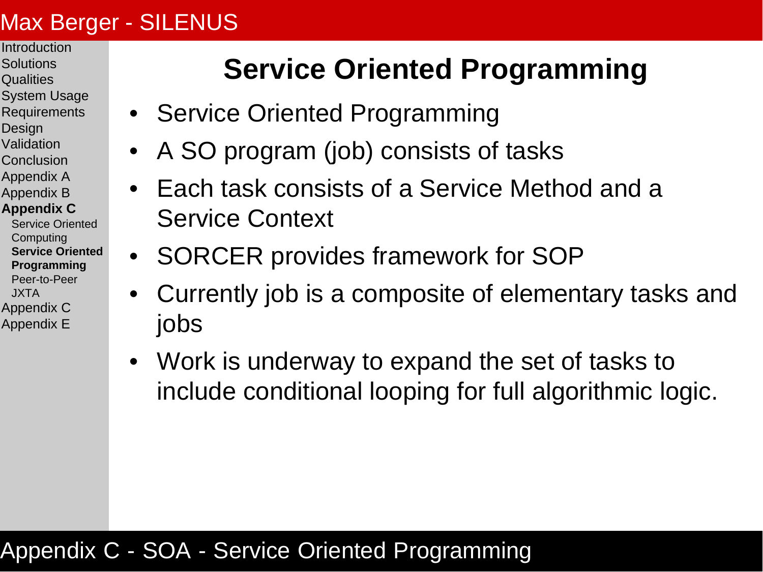# Service Oriented Programming

- Service Oriented Programming
- A SO program (job) consists of tasks
- Each task consists of a Service Method and a Service Context
- SORCER provides framework for SOP
- Currently job is a composite of elementary tasks and jobs
- Work is underway to expand the set of tasks to include conditional looping for full algorithmic logic.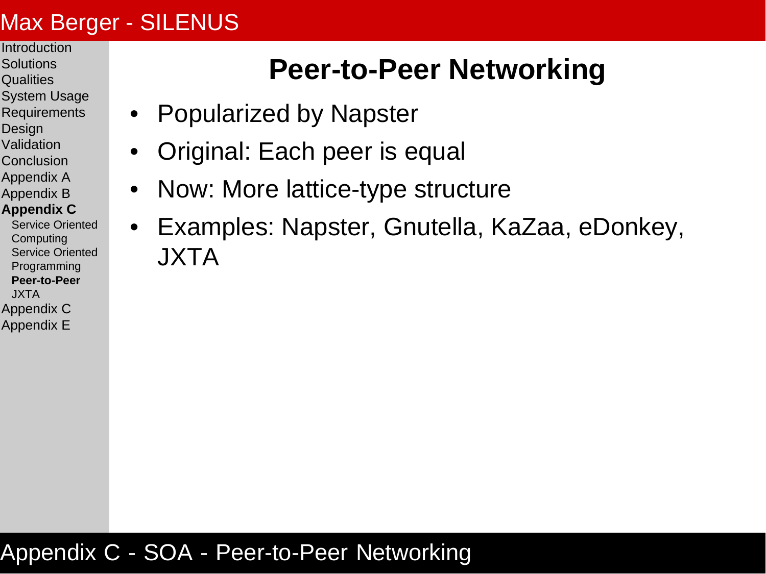# Peer-to-Peer Networking

- Popularized by Napster
- Original: Each peer is equal
- Now: More lattice-type structure
- Examples: Napster, Gnutella, KaZaa, eDonkey, JXTA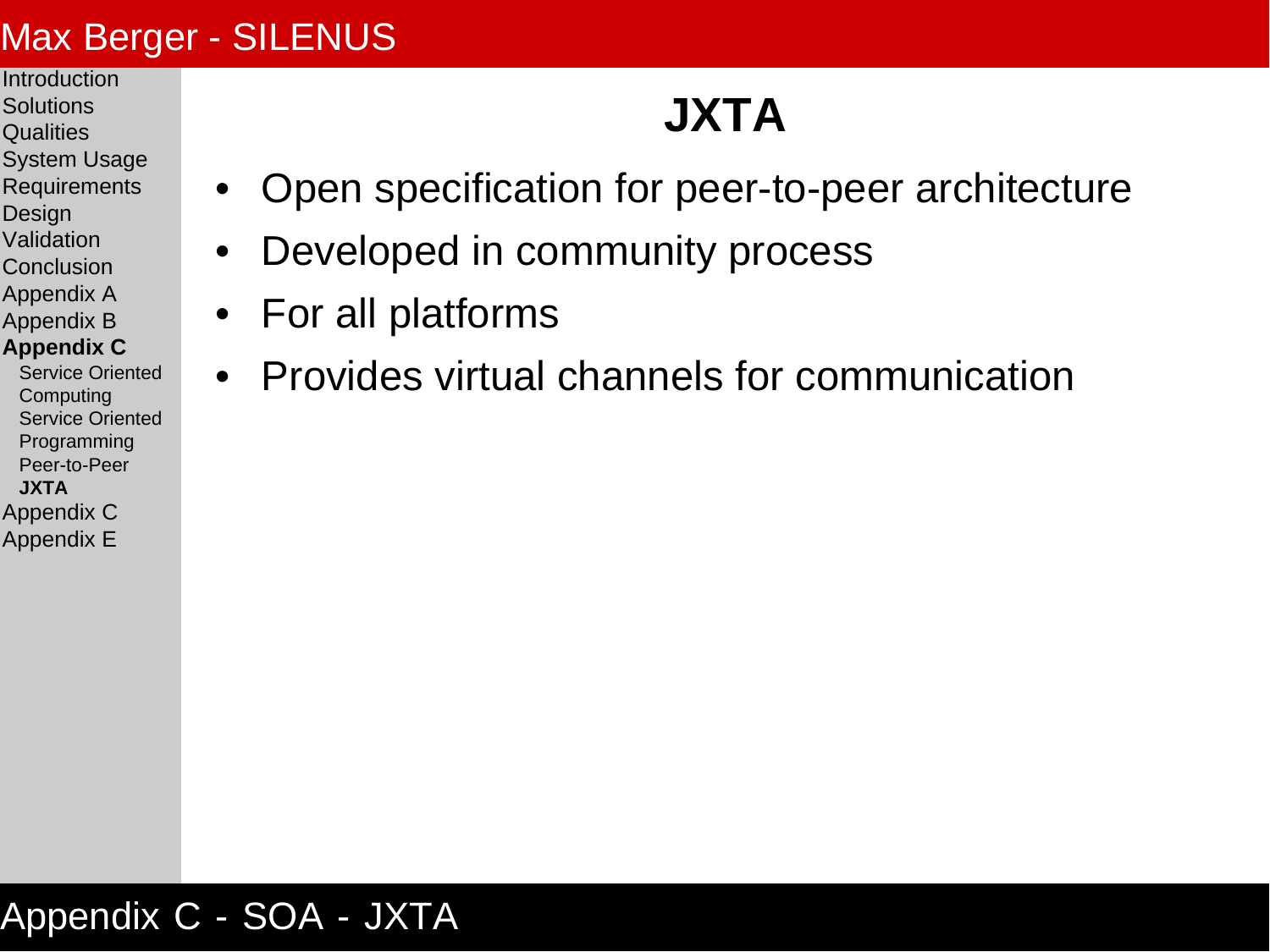# JXTA

- Open specification for peer-to-peer architecture
- Developed in community process
- For all platforms
- Provides virtual channels for communication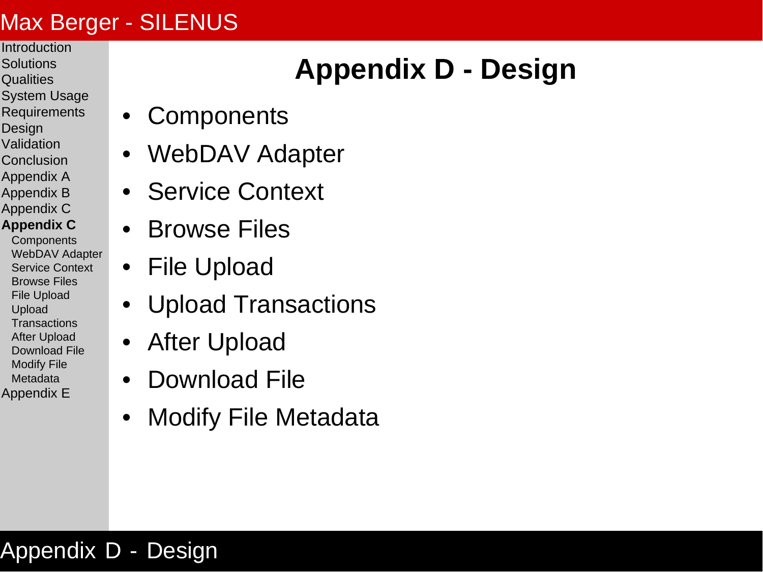# Appendix D - Design

- Components
- WebDAV Adapter
- Service Context
- Browse Files
- File Upload
- Upload Transactions
- After Upload
- Download File
- Modify File Metadata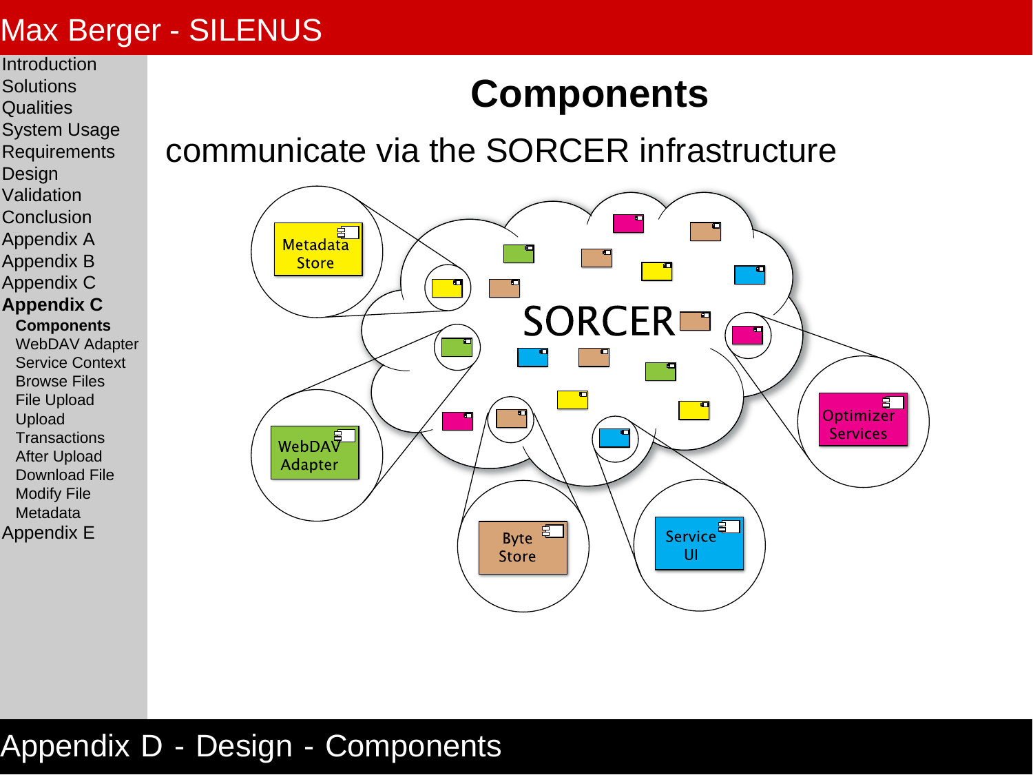# Components

communicate via the SORCER infrastructure

Metadata Store

SORCER

WebDAV Adapter

Optimizer Services

Byte Store

Service UI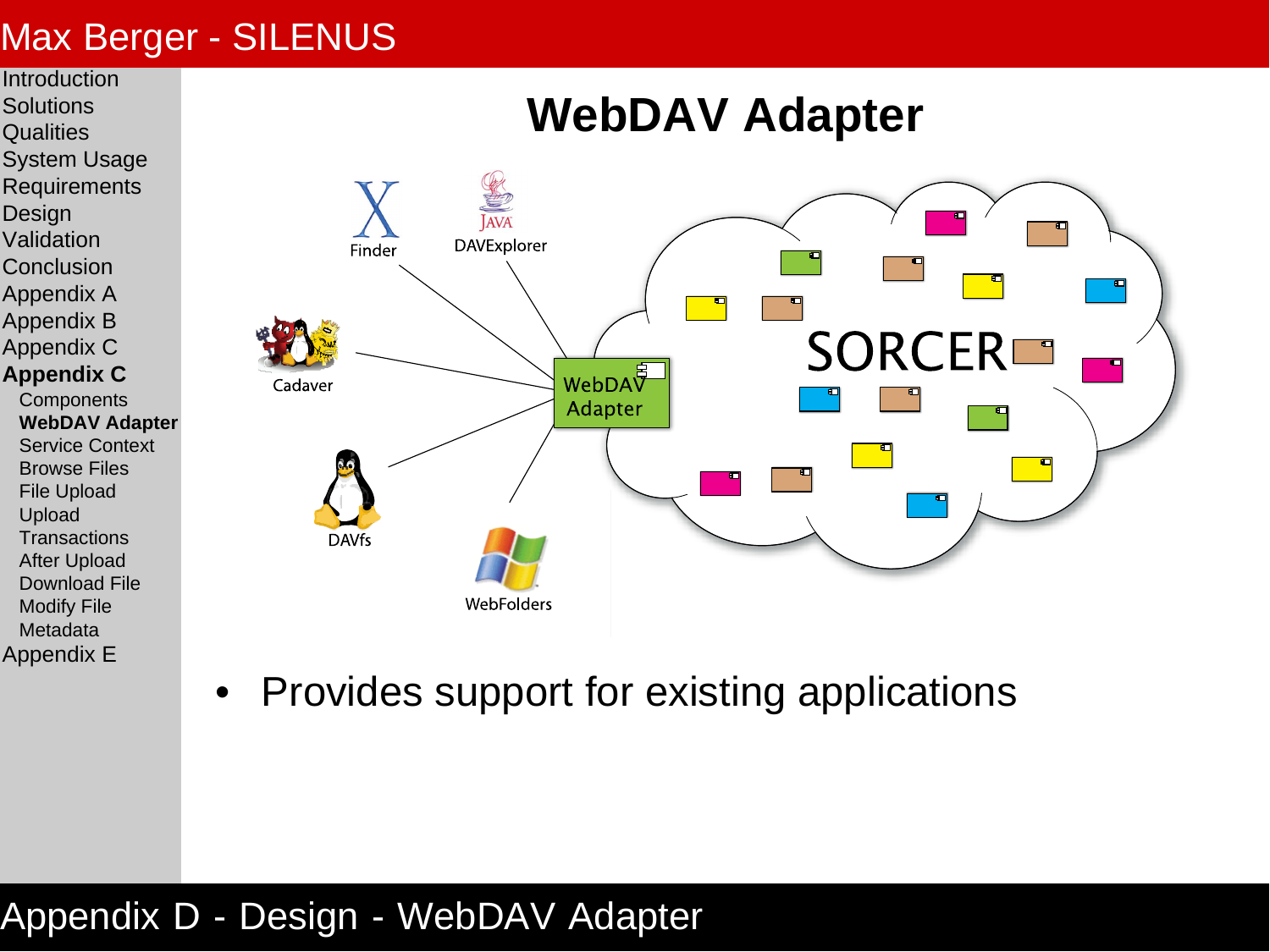# WebDAV Adapter

Finder

DAVExplorer

Cadaver

DAVfs

WebFolders

WebDAV Adapter

SORCER

- Provides support for existing applications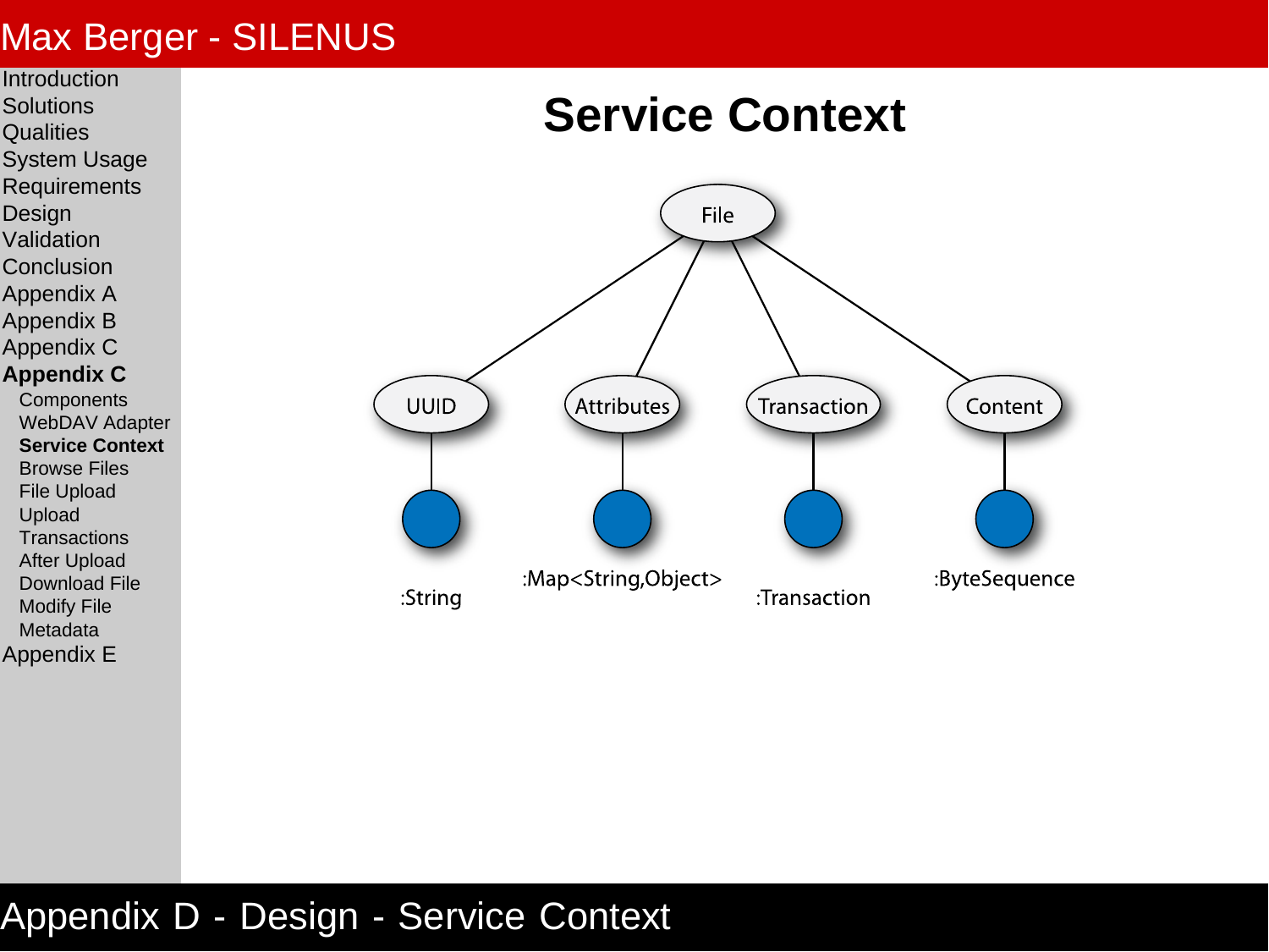# Service Context

File

- UUID — :String
- Attributes — :Map<String,Object>
- Transaction — :Transaction
- Content — :ByteSequence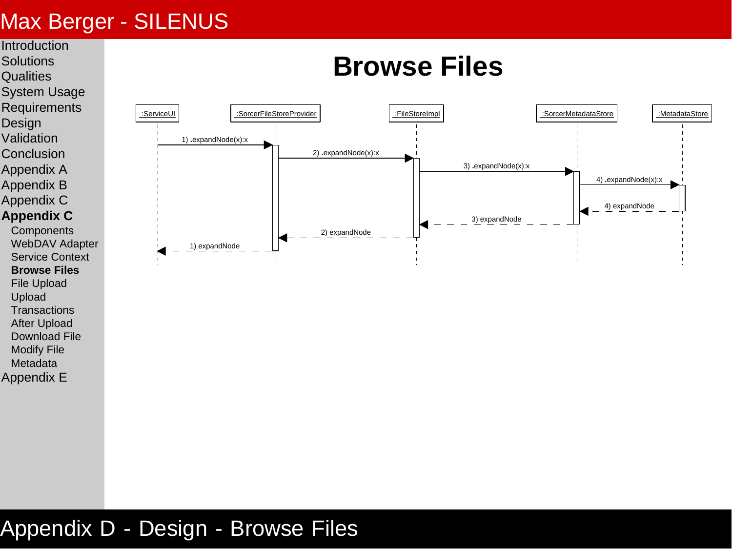# Browse Files

| From | To | Message |
|---|---|---|
| :ServiceUI | :SorcerFileStoreProvider | 1) .expandNode(x):x |
| :SorcerFileStoreProvider | :FileStoreImpl | 2) .expandNode(x):x |
| :FileStoreImpl | :SorcerMetadataStore | 3) .expandNode(x):x |
| :SorcerMetadataStore | :MetadataStore | 4) .expandNode(x):x |
| :MetadataStore | :SorcerMetadataStore | 4) expandNode |
| :SorcerMetadataStore | :FileStoreImpl | 3) expandNode |
| :FileStoreImpl | :SorcerFileStoreProvider | 2) expandNode |
| :SorcerFileStoreProvider | :ServiceUI | 1) expandNode |

Appendix D - Design - Browse Files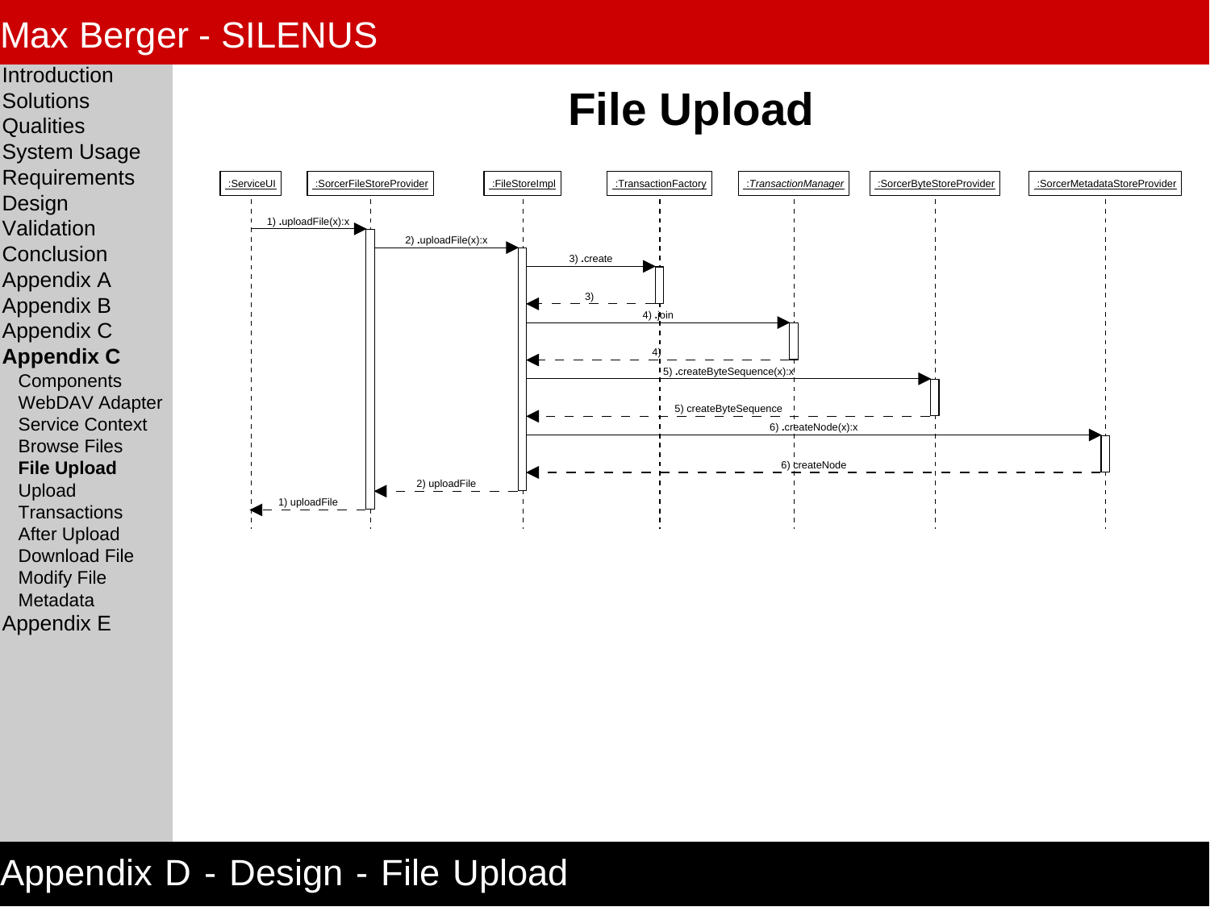# File Upload

:ServiceUI | :SorcerFileStoreProvider | :FileStoreImpl | :TransactionFactory | *:TransactionManager* | :SorcerByteStoreProvider | :SorcerMetadataStoreProvider

1) .uploadFile(x):x

2) .uploadFile(x):x

3) .create

3)

4) .join

4)

5) .createByteSequence(x):x

5) createByteSequence

6) .createNode(x):x

6) createNode

2) uploadFile

1) uploadFile

Appendix D - Design - File Upload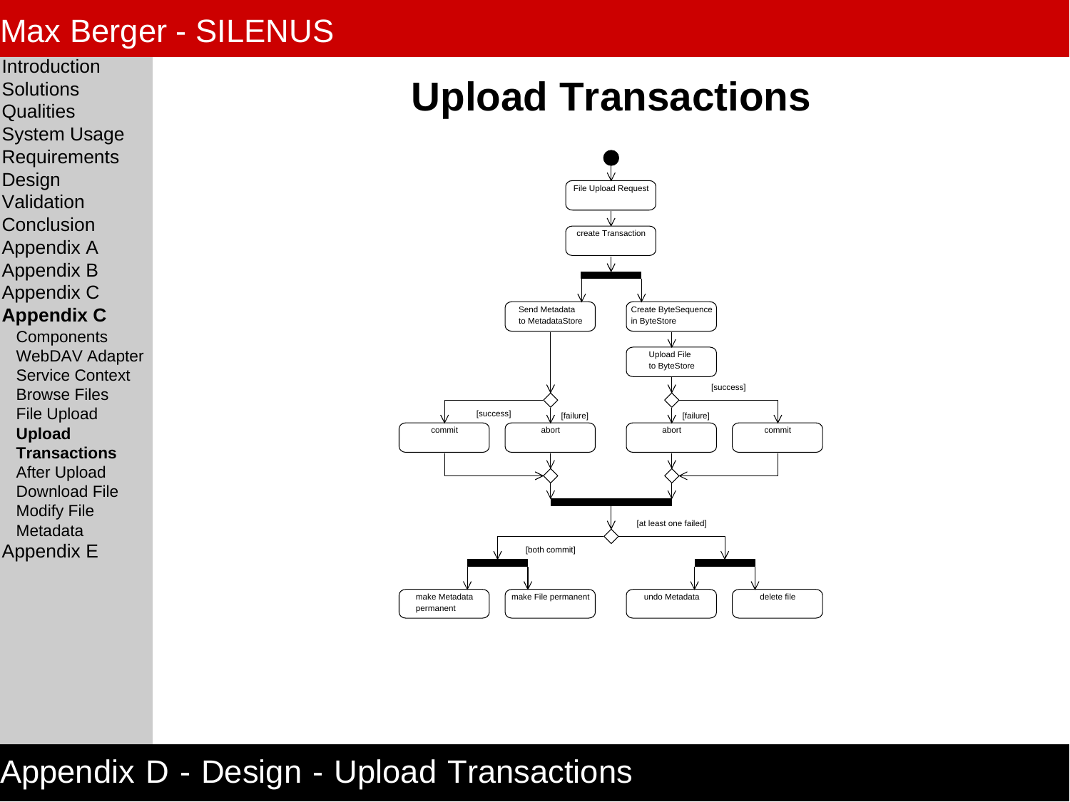# Upload Transactions

File Upload Request

create Transaction

Send Metadata to MetadataStore

Create ByteSequence in ByteStore

Upload File to ByteStore

[success]

[failure]

commit

abort

[at least one failed]

[both commit]

make Metadata permanent

make File permanent

undo Metadata

delete file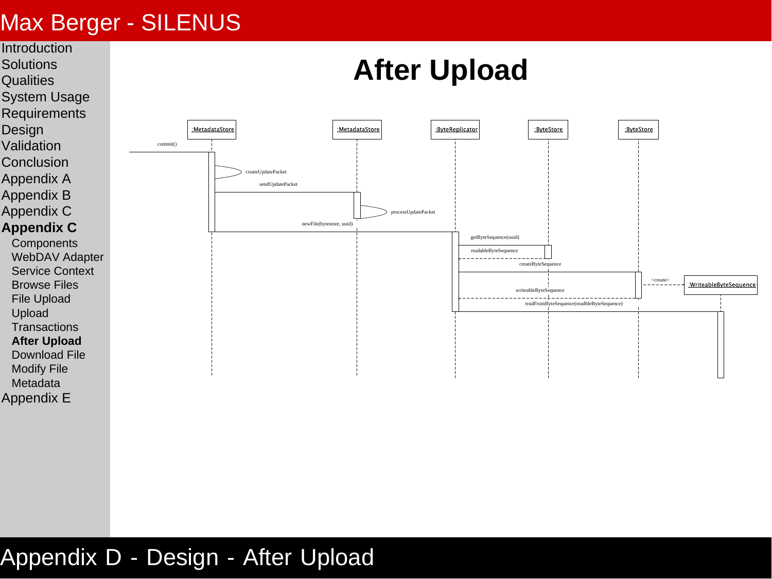# After Upload

:MetadataStore | :MetadataStore | :ByteReplicator | :ByteStore | :ByteStore | :WriteableByteSequence

commit()

createUpdatePacket

sendUpdatePacket

processUpdatePacket

newFile(bytestore, uuid)

getByteSequence(uuid)

readableByteSequence

createByteSequence

<create>

writeableByteSequence

readFromByteSequence(readbleByteSequence)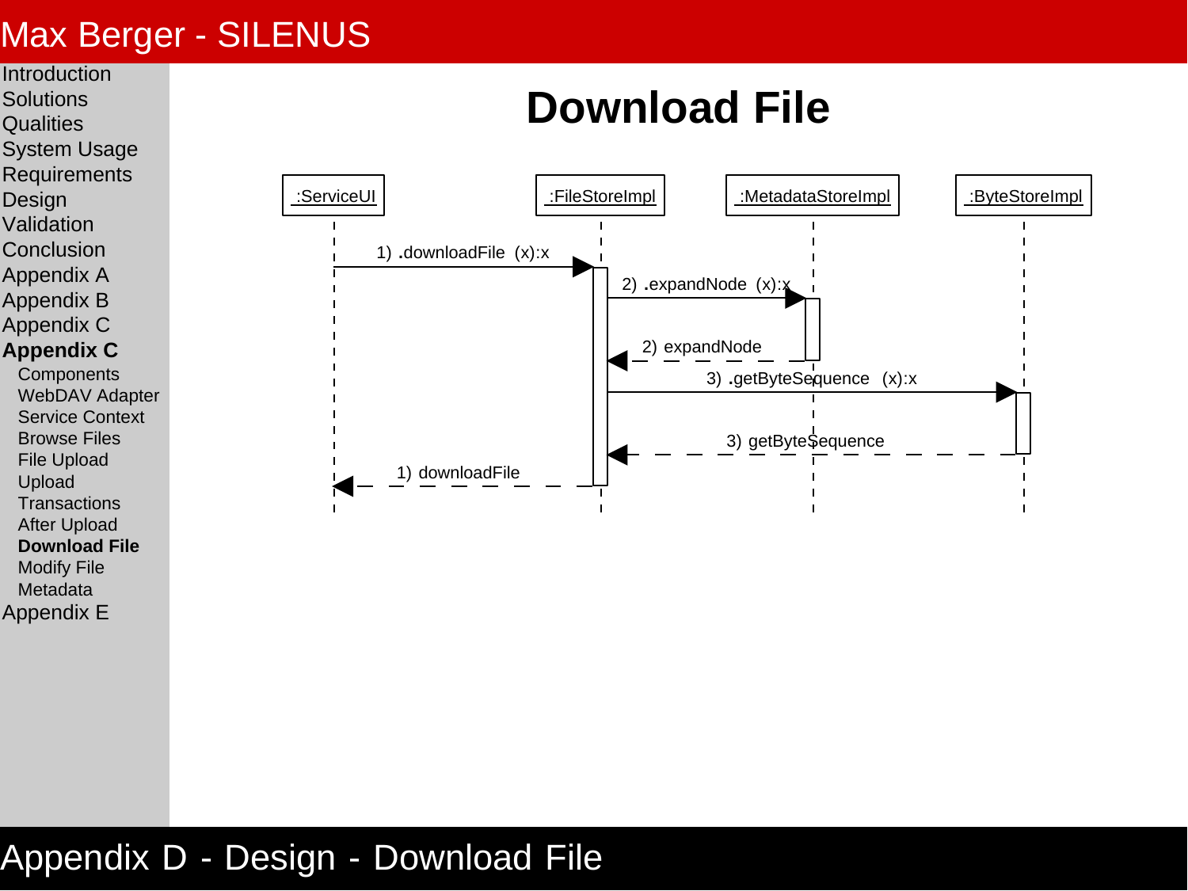# Download File

:ServiceUI

:FileStoreImpl

:MetadataStoreImpl

:ByteStoreImpl

1) **.**downloadFile (x):x

2) **.**expandNode (x):x

2) expandNode

3) **.**getByteSequence (x):x

3) getByteSequence

1) downloadFile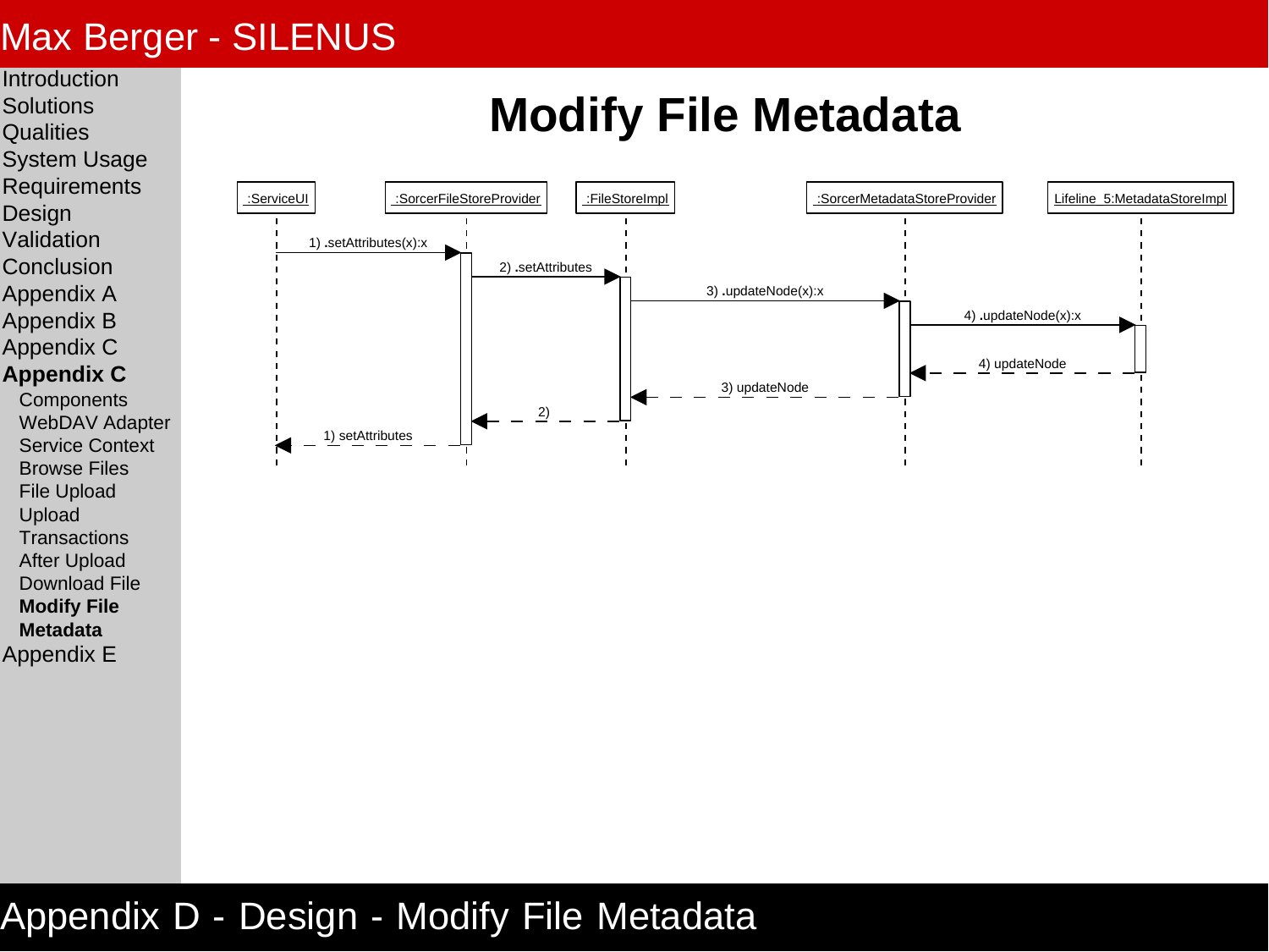# Modify File Metadata

| :ServiceUI | :SorcerFileStoreProvider | :FileStoreImpl | :SorcerMetadataStoreProvider | Lifeline_5:MetadataStoreImpl |
|---|---|---|---|---|

1) .setAttributes(x):x
2) .setAttributes
3) .updateNode(x):x
4) .updateNode(x):x
4) updateNode
3) updateNode
2)
1) setAttributes

Appendix D - Design - Modify File Metadata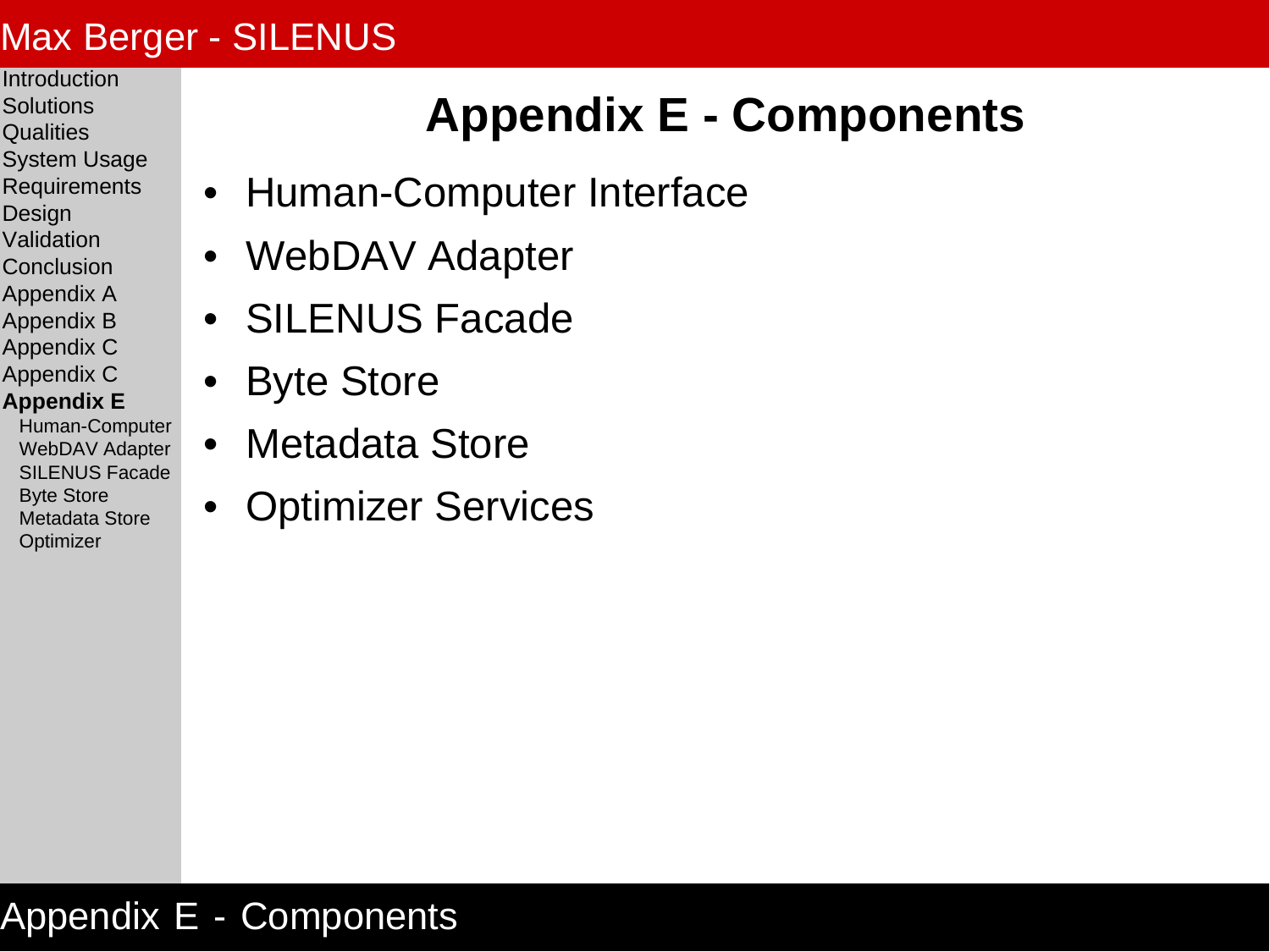# Appendix E - Components

- Human-Computer Interface
- WebDAV Adapter
- SILENUS Facade
- Byte Store
- Metadata Store
- Optimizer Services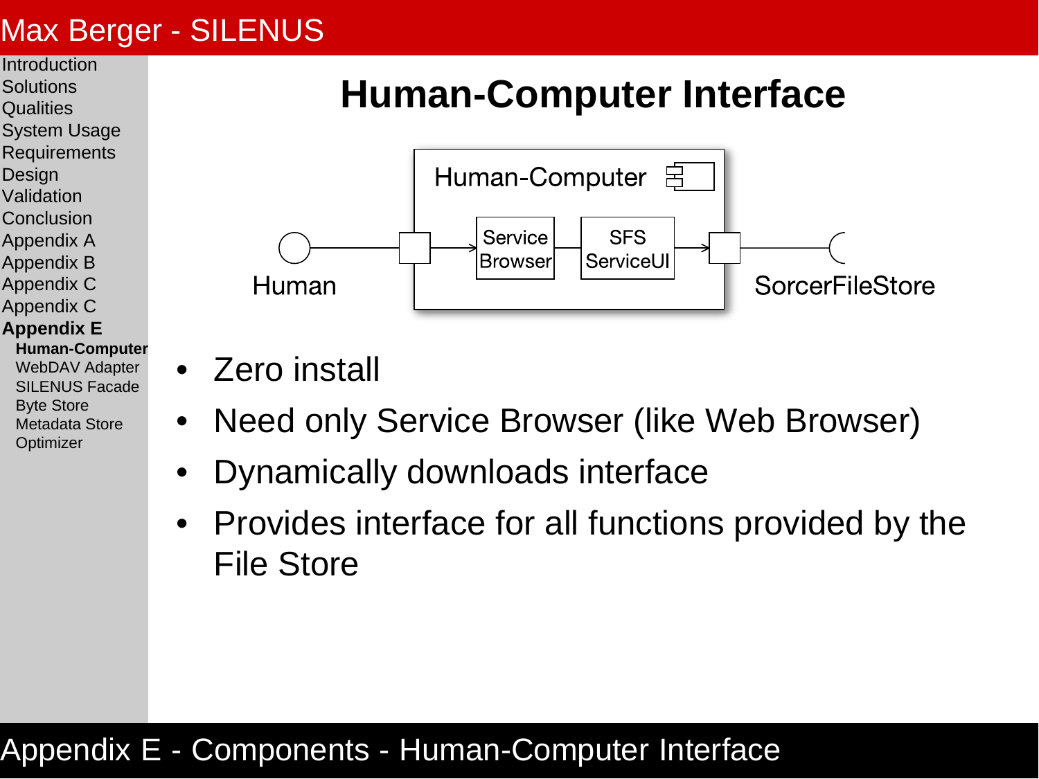# Human-Computer Interface

Human-Computer

Service Browser — SFS ServiceUI

Human — SorcerFileStore

- Zero install
- Need only Service Browser (like Web Browser)
- Dynamically downloads interface
- Provides interface for all functions provided by the File Store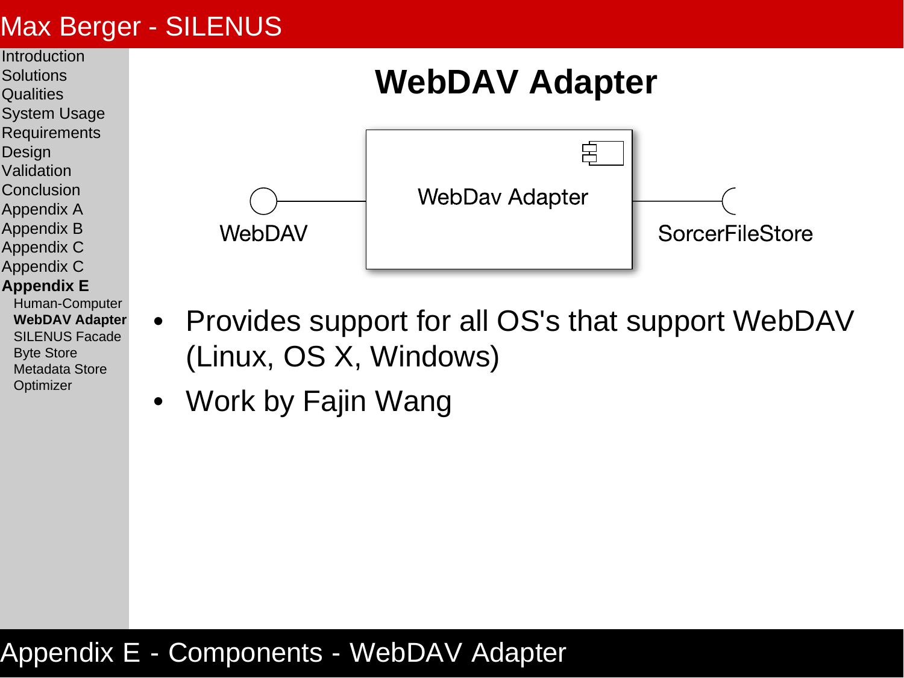# WebDAV Adapter

WebDAV — WebDav Adapter — SorcerFileStore

- Provides support for all OS's that support WebDAV (Linux, OS X, Windows)
- Work by Fajin Wang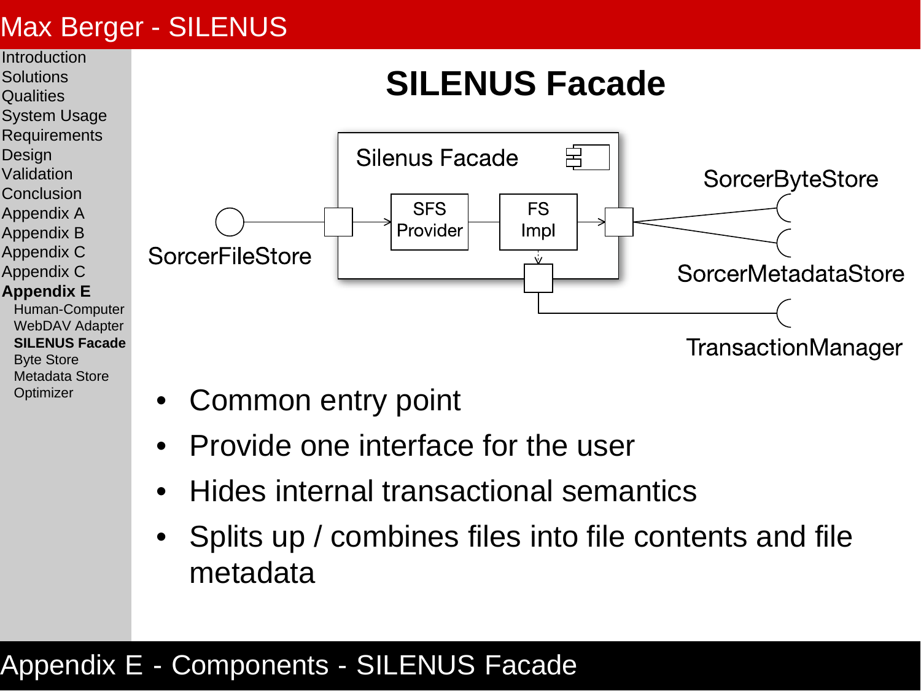# SILENUS Facade

Silenus Facade

SFS Provider

FS Impl

SorcerFileStore

SorcerByteStore

SorcerMetadataStore

TransactionManager

- Common entry point
- Provide one interface for the user
- Hides internal transactional semantics
- Splits up / combines files into file contents and file metadata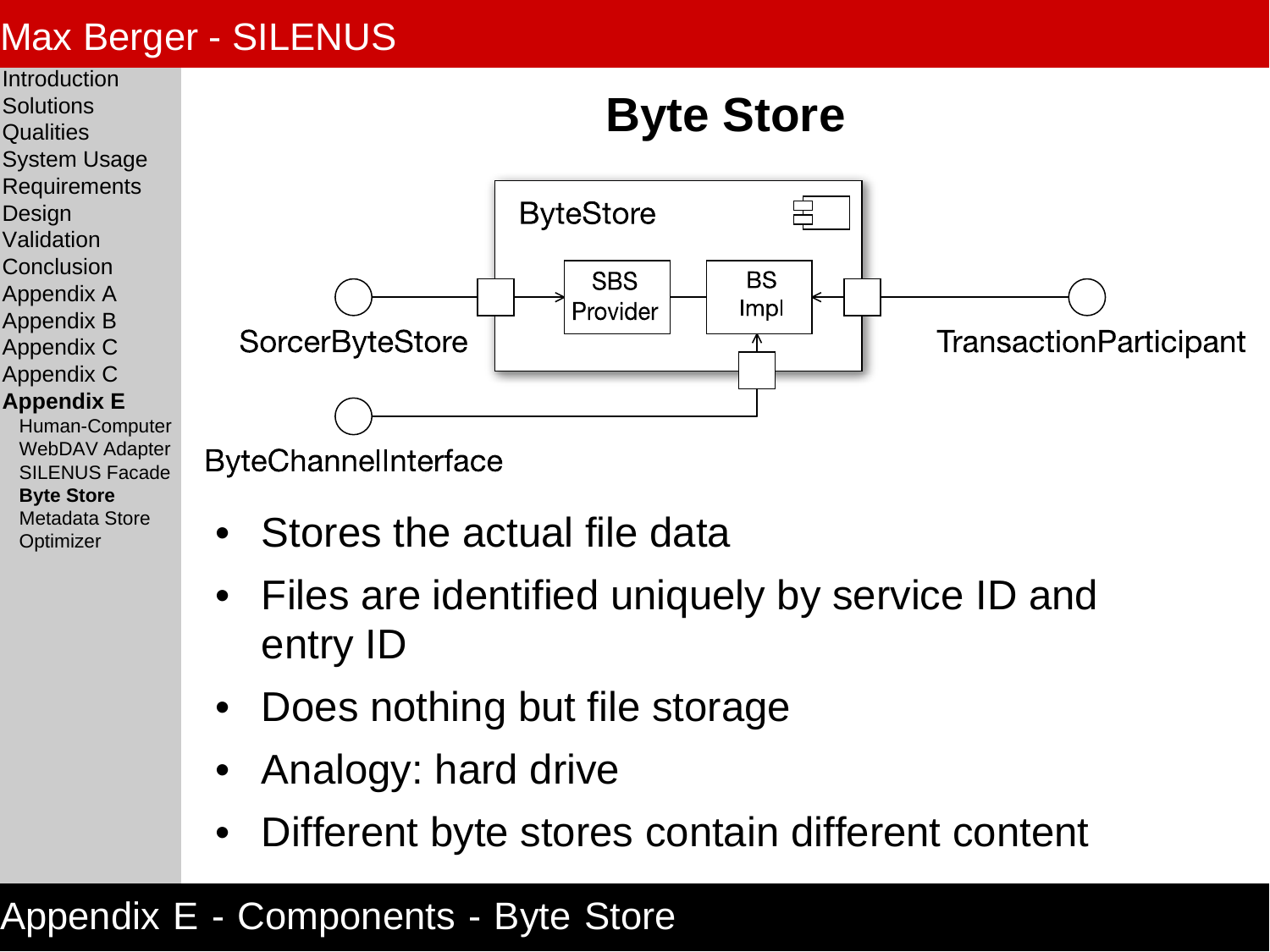# Byte Store

ByteStore

SBS Provider

BS Impl

SorcerByteStore

TransactionParticipant

ByteChannelInterface

- Stores the actual file data
- Files are identified uniquely by service ID and entry ID
- Does nothing but file storage
- Analogy: hard drive
- Different byte stores contain different content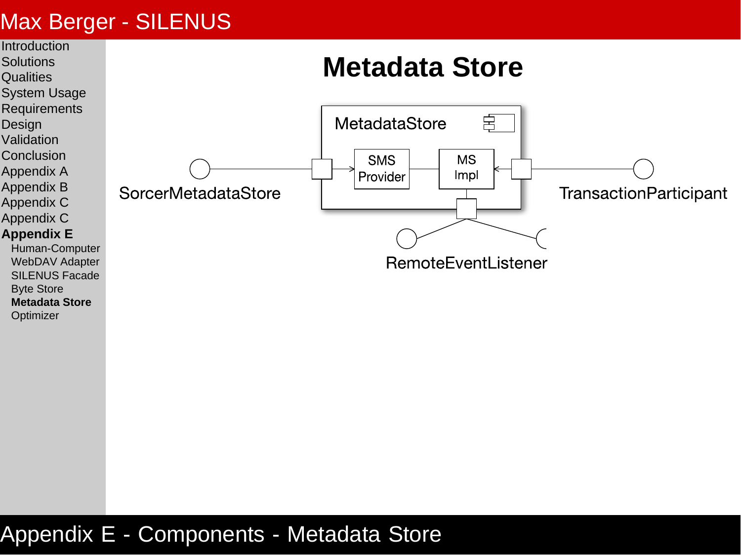# Metadata Store

MetadataStore

SMS Provider

MS Impl

SorcerMetadataStore

TransactionParticipant

RemoteEventListener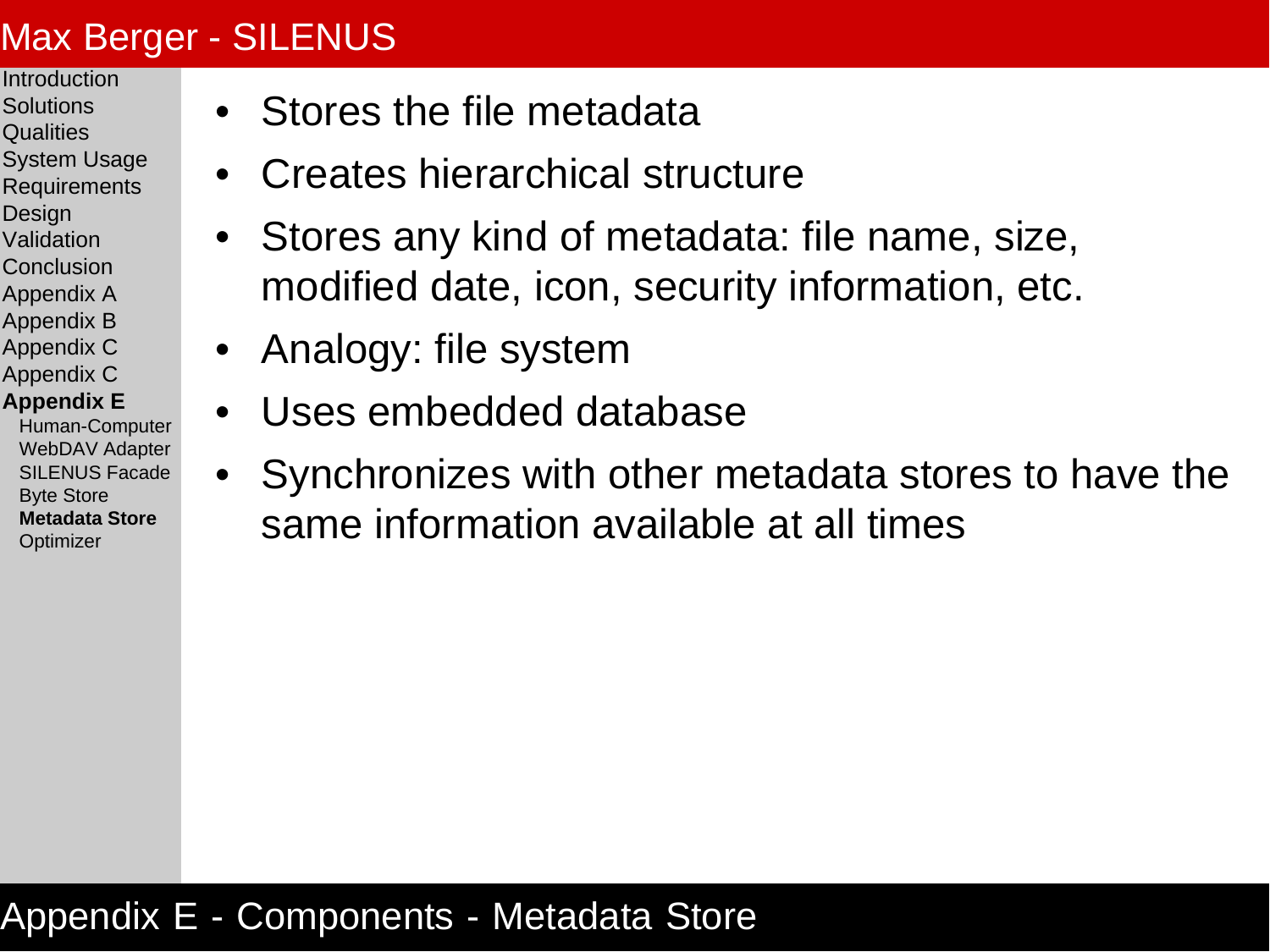# Appendix E - Components - Metadata Store

- Stores the file metadata
- Creates hierarchical structure
- Stores any kind of metadata: file name, size, modified date, icon, security information, etc.
- Analogy: file system
- Uses embedded database
- Synchronizes with other metadata stores to have the same information available at all times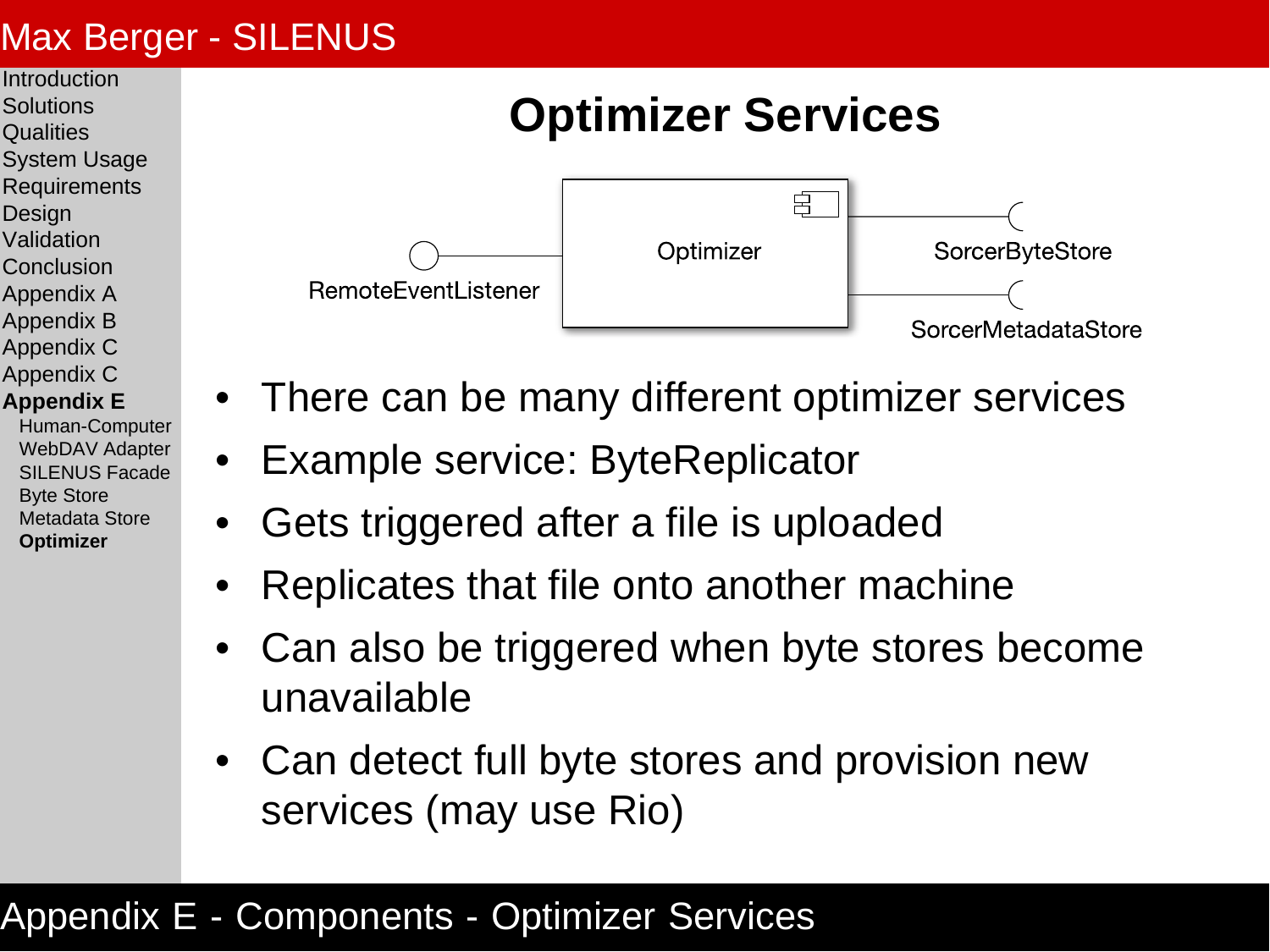# Optimizer Services

RemoteEventListener

Optimizer

SorcerByteStore

SorcerMetadataStore

- There can be many different optimizer services
- Example service: ByteReplicator
- Gets triggered after a file is uploaded
- Replicates that file onto another machine
- Can also be triggered when byte stores become unavailable
- Can detect full byte stores and provision new services (may use Rio)